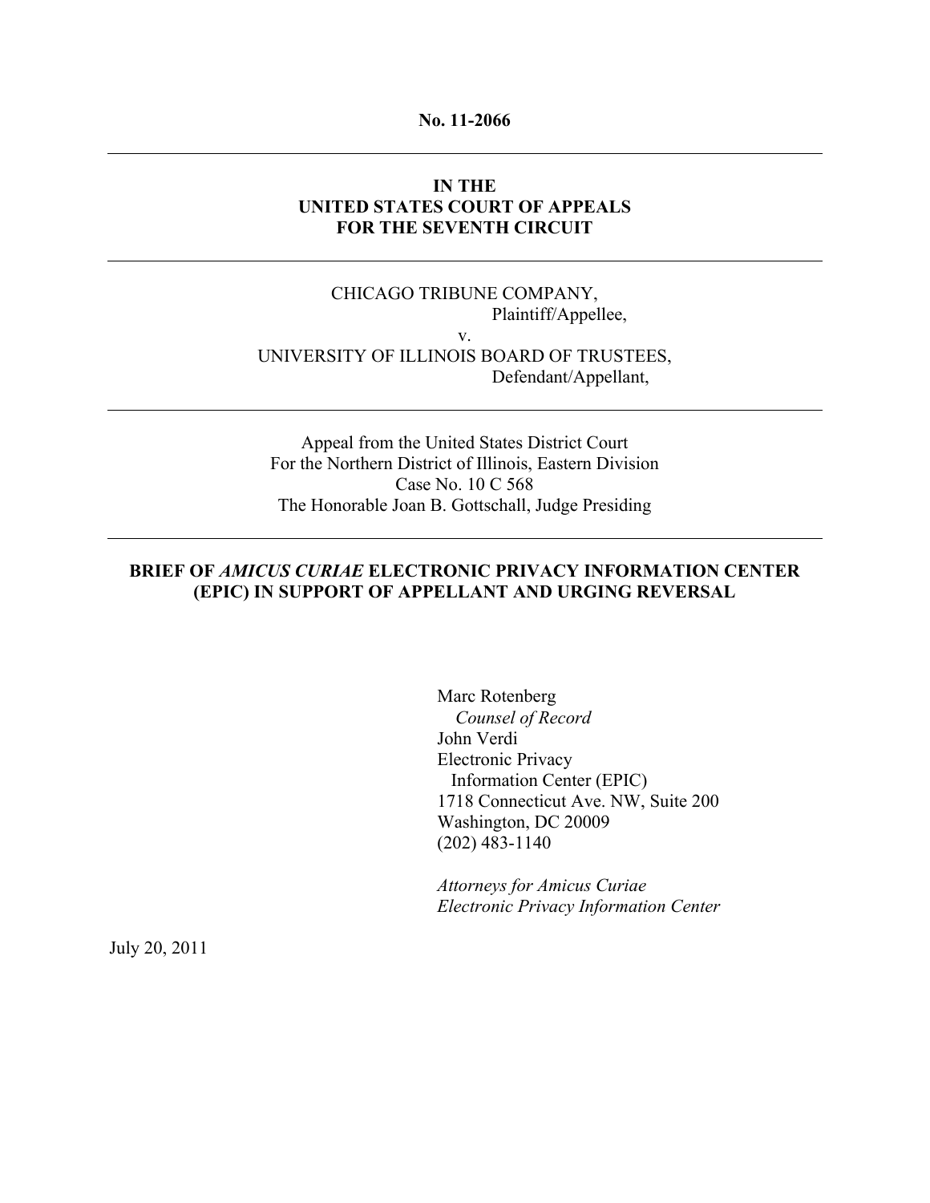**No. 11-2066**

---

**IN THE**
**UNITED STATES COURT OF APPEALS**
**FOR THE SEVENTH CIRCUIT**

---

CHICAGO TRIBUNE COMPANY,
Plaintiff/Appellee,

v.

UNIVERSITY OF ILLINOIS BOARD OF TRUSTEES,
Defendant/Appellant,

---

Appeal from the United States District Court
For the Northern District of Illinois, Eastern Division
Case No. 10 C 568
The Honorable Joan B. Gottschall, Judge Presiding

---

**BRIEF OF *AMICUS CURIAE* ELECTRONIC PRIVACY INFORMATION CENTER (EPIC) IN SUPPORT OF APPELLANT AND URGING REVERSAL**

Marc Rotenberg
*Counsel of Record*
John Verdi
Electronic Privacy
Information Center (EPIC)
1718 Connecticut Ave. NW, Suite 200
Washington, DC 20009
(202) 483-1140

*Attorneys for Amicus Curiae*
*Electronic Privacy Information Center*

July 20, 2011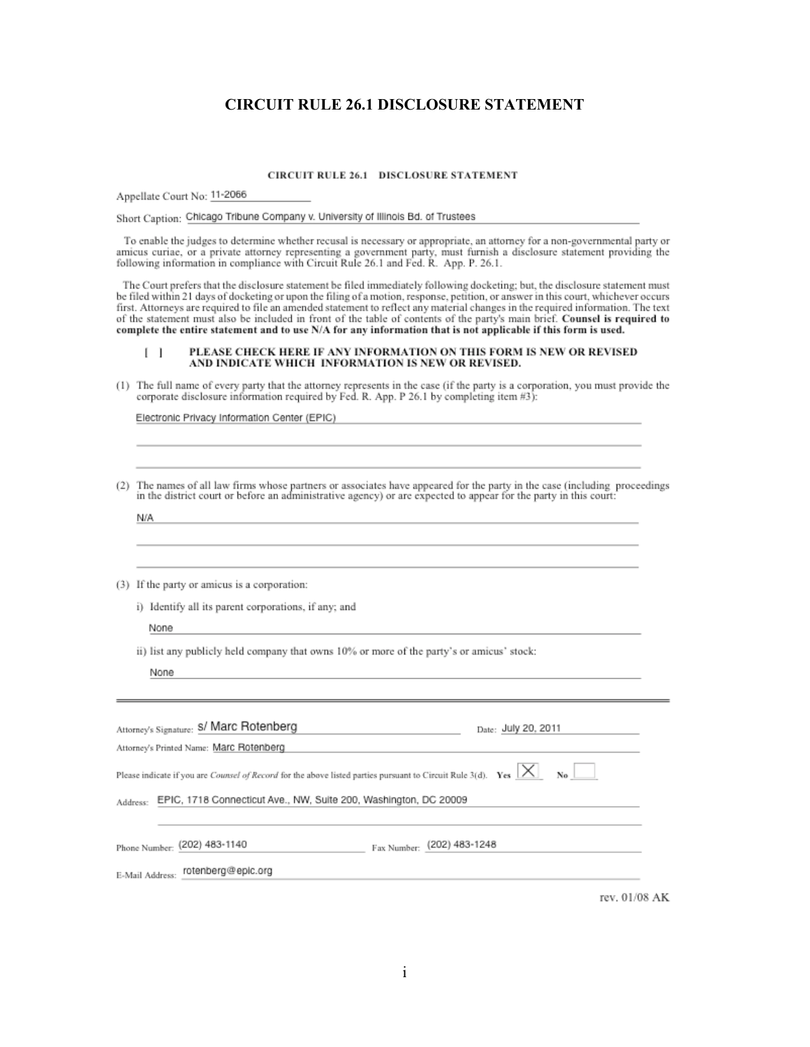# CIRCUIT RULE 26.1 DISCLOSURE STATEMENT

**CIRCUIT RULE 26.1 DISCLOSURE STATEMENT**

Appellate Court No: 11-2066

Short Caption: Chicago Tribune Company v. University of Illinois Bd. of Trustees

To enable the judges to determine whether recusal is necessary or appropriate, an attorney for a non-governmental party or amicus curiae, or a private attorney representing a government party, must furnish a disclosure statement providing the following information in compliance with Circuit Rule 26.1 and Fed. R. App. P. 26.1.

The Court prefers that the disclosure statement be filed immediately following docketing; but, the disclosure statement must be filed within 21 days of docketing or upon the filing of a motion, response, petition, or answer in this court, whichever occurs first. Attorneys are required to file an amended statement to reflect any material changes in the required information. The text of the statement must also be included in front of the table of contents of the party's main brief. **Counsel is required to complete the entire statement and to use N/A for any information that is not applicable if this form is used.**

[ ] **PLEASE CHECK HERE IF ANY INFORMATION ON THIS FORM IS NEW OR REVISED AND INDICATE WHICH INFORMATION IS NEW OR REVISED.**

(1) The full name of every party that the attorney represents in the case (if the party is a corporation, you must provide the corporate disclosure information required by Fed. R. App. P 26.1 by completing item #3):

Electronic Privacy Information Center (EPIC)

(2) The names of all law firms whose partners or associates have appeared for the party in the case (including proceedings in the district court or before an administrative agency) or are expected to appear for the party in this court:

N/A

(3) If the party or amicus is a corporation:

i) Identify all its parent corporations, if any; and

None

ii) list any publicly held company that owns 10% or more of the party's or amicus' stock:

None

---

Attorney's Signature: s/ Marc Rotenberg    Date: July 20, 2011

Attorney's Printed Name: Marc Rotenberg

Please indicate if you are *Counsel of Record* for the above listed parties pursuant to Circuit Rule 3(d). Yes [X] No [ ]

Address: EPIC, 1718 Connecticut Ave., NW, Suite 200, Washington, DC 20009

Phone Number: (202) 483-1140    Fax Number: (202) 483-1248

E-Mail Address: rotenberg@epic.org

rev. 01/08 AK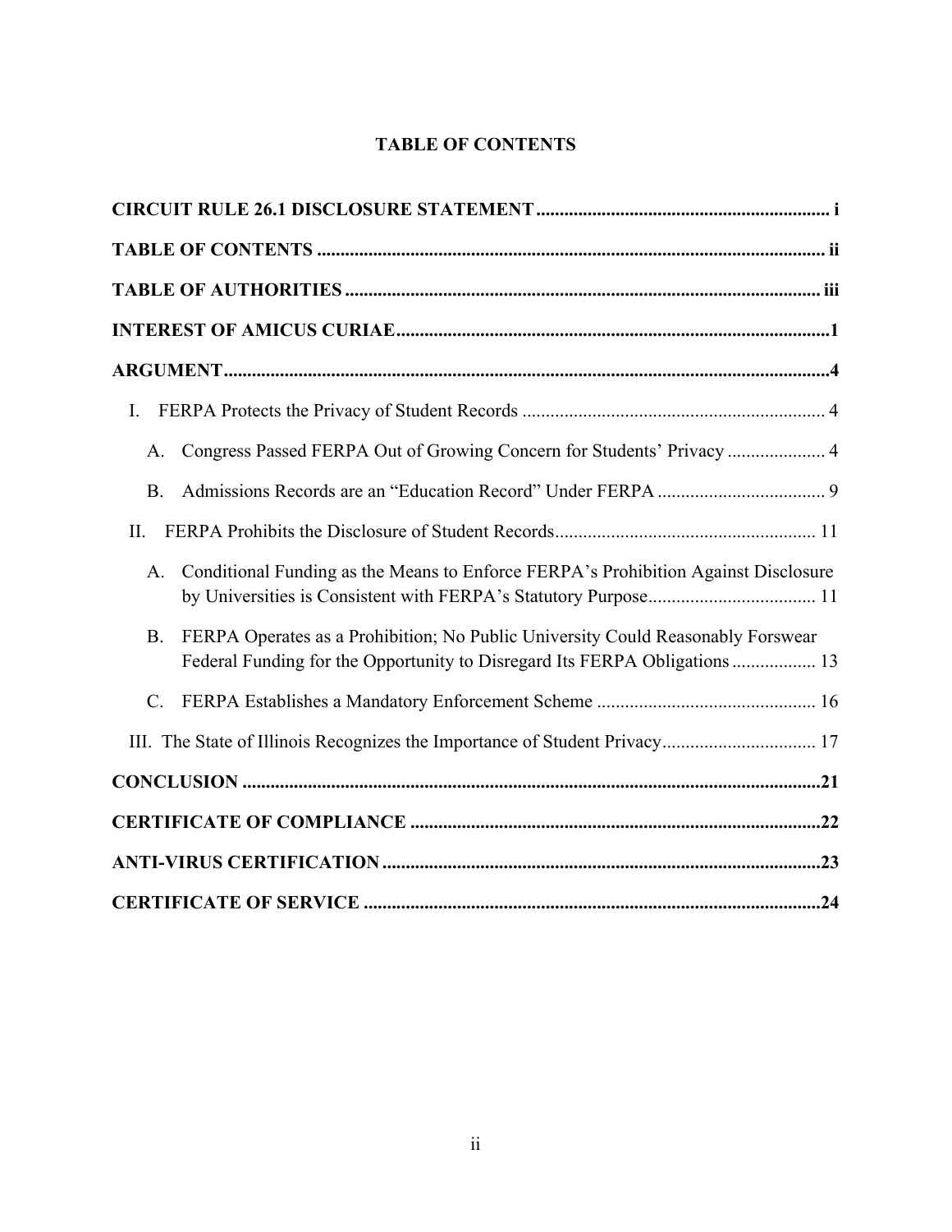# TABLE OF CONTENTS

**CIRCUIT RULE 26.1 DISCLOSURE STATEMENT** .......... i

**TABLE OF CONTENTS** .......... ii

**TABLE OF AUTHORITIES** .......... iii

**INTEREST OF AMICUS CURIAE** .......... 1

**ARGUMENT** .......... 4

I. FERPA Protects the Privacy of Student Records .......... 4

A. Congress Passed FERPA Out of Growing Concern for Students' Privacy .......... 4

B. Admissions Records are an "Education Record" Under FERPA .......... 9

II. FERPA Prohibits the Disclosure of Student Records .......... 11

A. Conditional Funding as the Means to Enforce FERPA's Prohibition Against Disclosure by Universities is Consistent with FERPA's Statutory Purpose .......... 11

B. FERPA Operates as a Prohibition; No Public University Could Reasonably Forswear Federal Funding for the Opportunity to Disregard Its FERPA Obligations .......... 13

C. FERPA Establishes a Mandatory Enforcement Scheme .......... 16

III. The State of Illinois Recognizes the Importance of Student Privacy .......... 17

**CONCLUSION** .......... 21

**CERTIFICATE OF COMPLIANCE** .......... 22

**ANTI-VIRUS CERTIFICATION** .......... 23

**CERTIFICATE OF SERVICE** .......... 24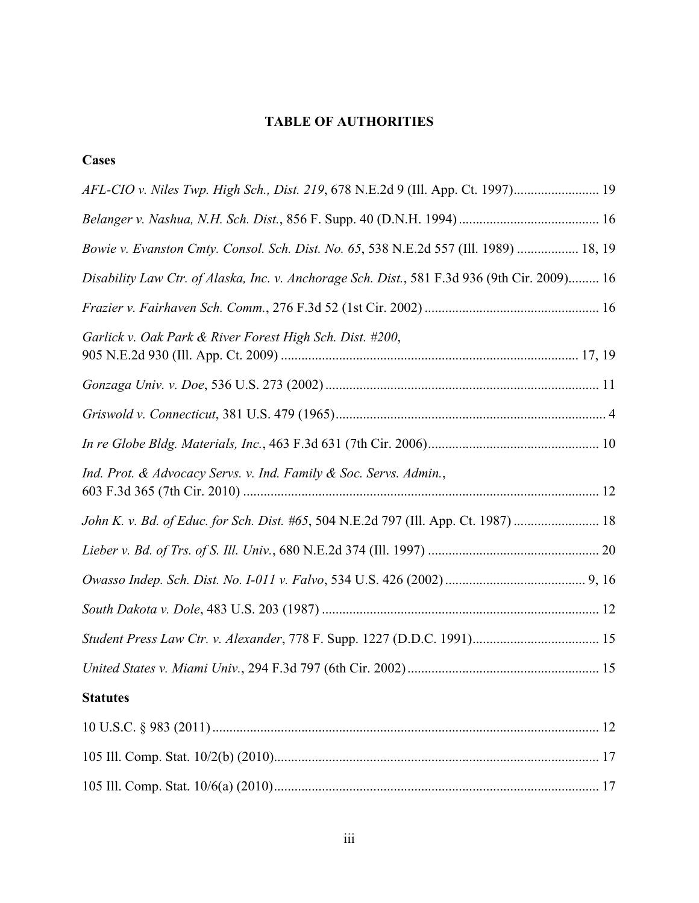# TABLE OF AUTHORITIES

## Cases

*AFL-CIO v. Niles Twp. High Sch., Dist. 219*, 678 N.E.2d 9 (Ill. App. Ct. 1997)......................... 19

*Belanger v. Nashua, N.H. Sch. Dist.*, 856 F. Supp. 40 (D.N.H. 1994)......................................... 16

*Bowie v. Evanston Cmty. Consol. Sch. Dist. No. 65*, 538 N.E.2d 557 (Ill. 1989) .................. 18, 19

*Disability Law Ctr. of Alaska, Inc. v. Anchorage Sch. Dist.*, 581 F.3d 936 (9th Cir. 2009)......... 16

*Frazier v. Fairhaven Sch. Comm.*, 276 F.3d 52 (1st Cir. 2002) .................................................. 16

*Garlick v. Oak Park & River Forest High Sch. Dist. #200*, 905 N.E.2d 930 (Ill. App. Ct. 2009) ...................................................................................... 17, 19

*Gonzaga Univ. v. Doe*, 536 U.S. 273 (2002) ................................................................................ 11

*Griswold v. Connecticut*, 381 U.S. 479 (1965).............................................................................. 4

*In re Globe Bldg. Materials, Inc.*, 463 F.3d 631 (7th Cir. 2006).................................................. 10

*Ind. Prot. & Advocacy Servs. v. Ind. Family & Soc. Servs. Admin.*, 603 F.3d 365 (7th Cir. 2010) ........................................................................................................ 12

*John K. v. Bd. of Educ. for Sch. Dist. #65*, 504 N.E.2d 797 (Ill. App. Ct. 1987) ......................... 18

*Lieber v. Bd. of Trs. of S. Ill. Univ.*, 680 N.E.2d 374 (Ill. 1997) .................................................. 20

*Owasso Indep. Sch. Dist. No. I-011 v. Falvo*, 534 U.S. 426 (2002) ......................................... 9, 16

*South Dakota v. Dole*, 483 U.S. 203 (1987) ................................................................................. 12

*Student Press Law Ctr. v. Alexander*, 778 F. Supp. 1227 (D.D.C. 1991)..................................... 15

*United States v. Miami Univ.*, 294 F.3d 797 (6th Cir. 2002)........................................................ 15

## Statutes

10 U.S.C. § 983 (2011) ................................................................................................................. 12

105 Ill. Comp. Stat. 10/2(b) (2010)............................................................................................... 17

105 Ill. Comp. Stat. 10/6(a) (2010)............................................................................................... 17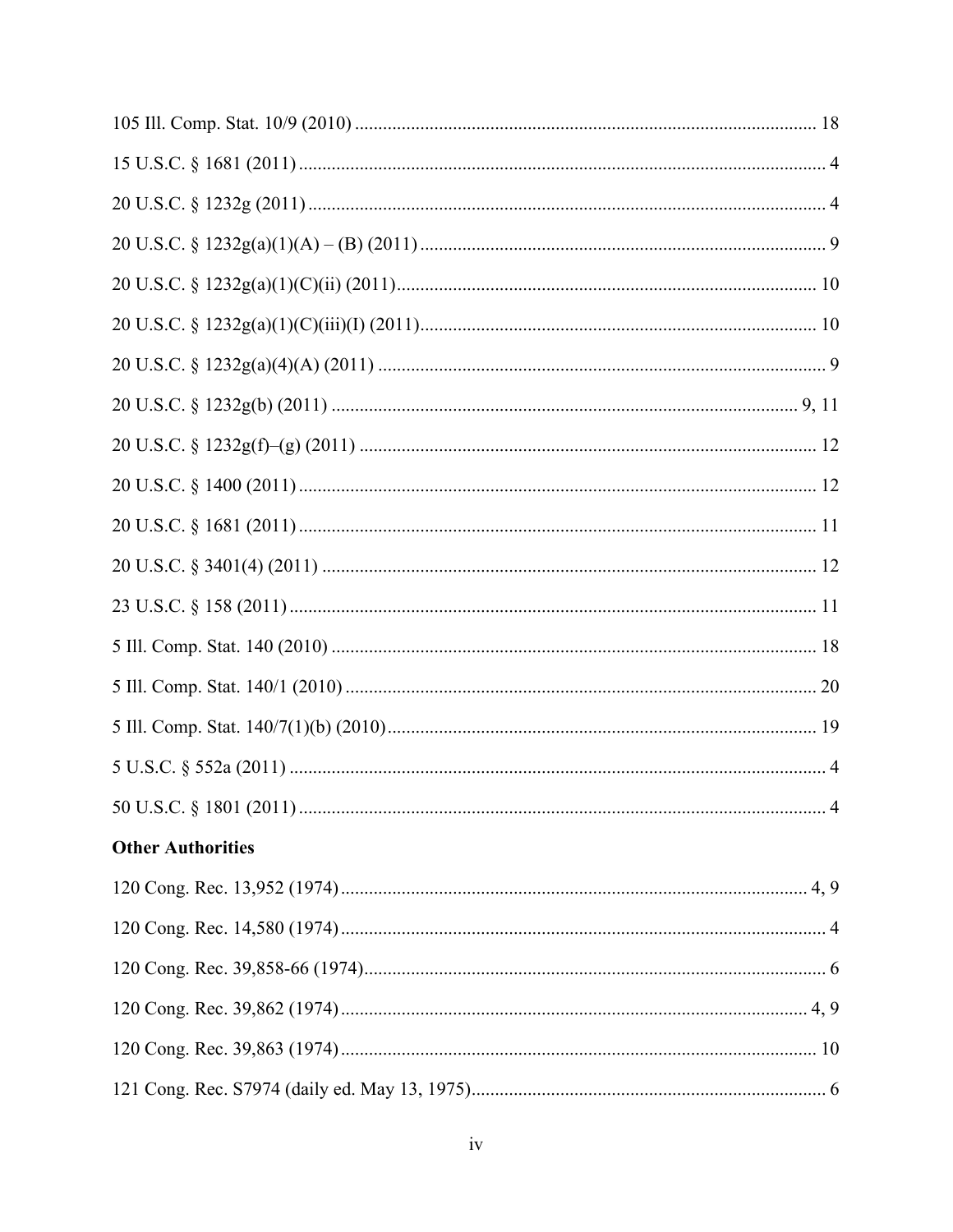105 Ill. Comp. Stat. 10/9 (2010) .................................................................................................. 18

15 U.S.C. § 1681 (2011) ................................................................................................................ 4

20 U.S.C. § 1232g (2011) .............................................................................................................. 4

20 U.S.C. § 1232g(a)(1)(A) – (B) (2011) ...................................................................................... 9

20 U.S.C. § 1232g(a)(1)(C)(ii) (2011)......................................................................................... 10

20 U.S.C. § 1232g(a)(1)(C)(iii)(I) (2011).................................................................................... 10

20 U.S.C. § 1232g(a)(4)(A) (2011) ............................................................................................... 9

20 U.S.C. § 1232g(b) (2011) .................................................................................................... 9, 11

20 U.S.C. § 1232g(f)–(g) (2011) ................................................................................................. 12

20 U.S.C. § 1400 (2011) .............................................................................................................. 12

20 U.S.C. § 1681 (2011) .............................................................................................................. 11

20 U.S.C. § 3401(4) (2011) ......................................................................................................... 12

23 U.S.C. § 158 (2011) ................................................................................................................ 11

5 Ill. Comp. Stat. 140 (2010) ....................................................................................................... 18

5 Ill. Comp. Stat. 140/1 (2010) .................................................................................................... 20

5 Ill. Comp. Stat. 140/7(1)(b) (2010) ........................................................................................... 19

5 U.S.C. § 552a (2011) .................................................................................................................. 4

50 U.S.C. § 1801 (2011) ................................................................................................................ 4

**Other Authorities**

120 Cong. Rec. 13,952 (1974) .................................................................................................... 4, 9

120 Cong. Rec. 14,580 (1974) ....................................................................................................... 4

120 Cong. Rec. 39,858-66 (1974).................................................................................................. 6

120 Cong. Rec. 39,862 (1974) .................................................................................................... 4, 9

120 Cong. Rec. 39,863 (1974) ..................................................................................................... 10

121 Cong. Rec. S7974 (daily ed. May 13, 1975)........................................................................... 6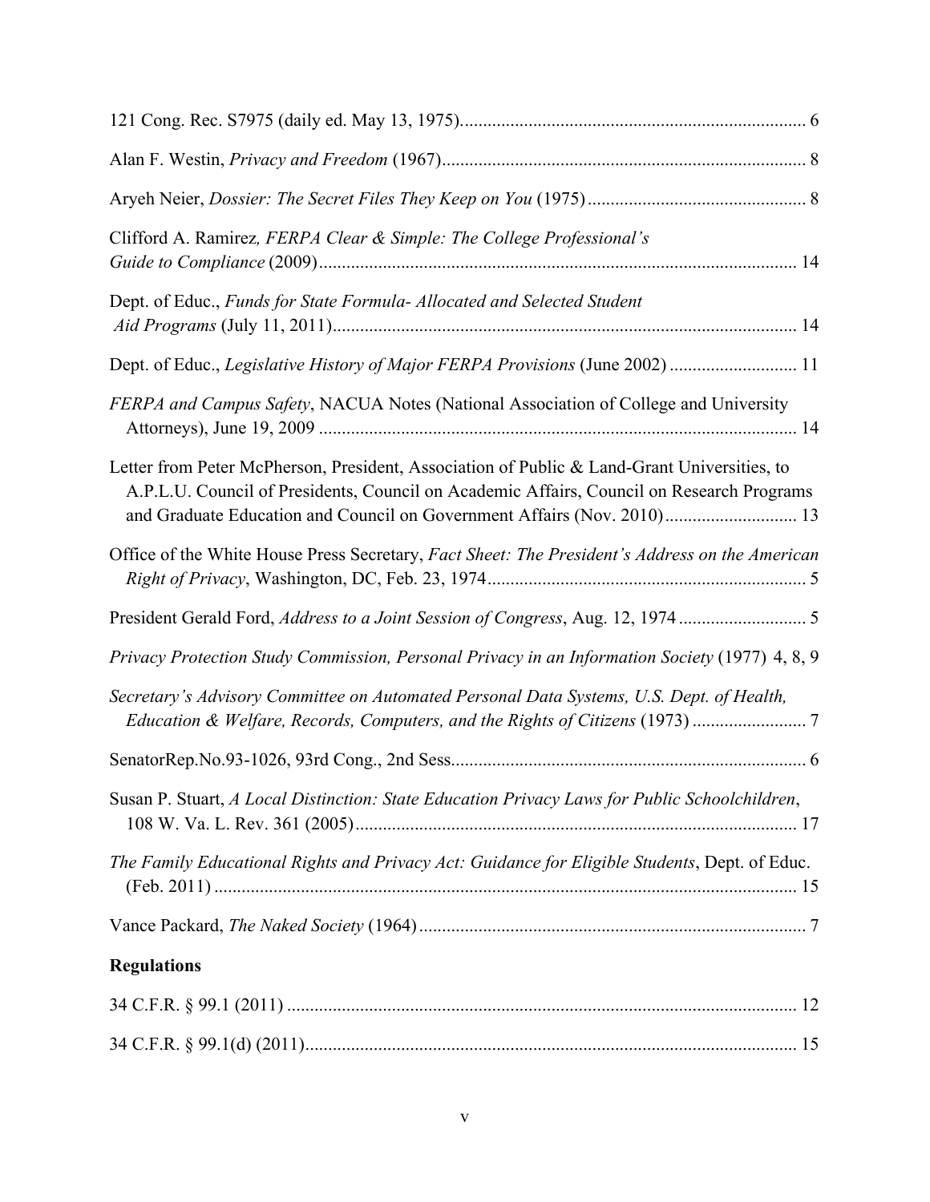121 Cong. Rec. S7975 (daily ed. May 13, 1975)........................................................................... 6

Alan F. Westin, *Privacy and Freedom* (1967)................................................................................ 8

Aryeh Neier, *Dossier: The Secret Files They Keep on You* (1975)................................................ 8

Clifford A. Ramirez, *FERPA Clear & Simple: The College Professional's Guide to Compliance* (2009)......................................................................................................... 14

Dept. of Educ., *Funds for State Formula- Allocated and Selected Student Aid Programs* (July 11, 2011)...................................................................................................... 14

Dept. of Educ., *Legislative History of Major FERPA Provisions* (June 2002)............................ 11

*FERPA and Campus Safety*, NACUA Notes (National Association of College and University Attorneys), June 19, 2009 ......................................................................................................... 14

Letter from Peter McPherson, President, Association of Public & Land-Grant Universities, to A.P.L.U. Council of Presidents, Council on Academic Affairs, Council on Research Programs and Graduate Education and Council on Government Affairs (Nov. 2010)............................. 13

Office of the White House Press Secretary, *Fact Sheet: The President's Address on the American Right of Privacy*, Washington, DC, Feb. 23, 1974...................................................................... 5

President Gerald Ford, *Address to a Joint Session of Congress*, Aug. 12, 1974............................ 5

*Privacy Protection Study Commission, Personal Privacy in an Information Society* (1977) 4, 8, 9

*Secretary's Advisory Committee on Automated Personal Data Systems, U.S. Dept. of Health, Education & Welfare, Records, Computers, and the Rights of Citizens* (1973)......................... 7

SenatorRep.No.93-1026, 93rd Cong., 2nd Sess............................................................................. 6

Susan P. Stuart, *A Local Distinction: State Education Privacy Laws for Public Schoolchildren*, 108 W. Va. L. Rev. 361 (2005)................................................................................................. 17

*The Family Educational Rights and Privacy Act: Guidance for Eligible Students*, Dept. of Educ. (Feb. 2011) ............................................................................................................................... 15

Vance Packard, *The Naked Society* (1964)..................................................................................... 7

**Regulations**

34 C.F.R. § 99.1 (2011) ................................................................................................................. 12

34 C.F.R. § 99.1(d) (2011)............................................................................................................. 15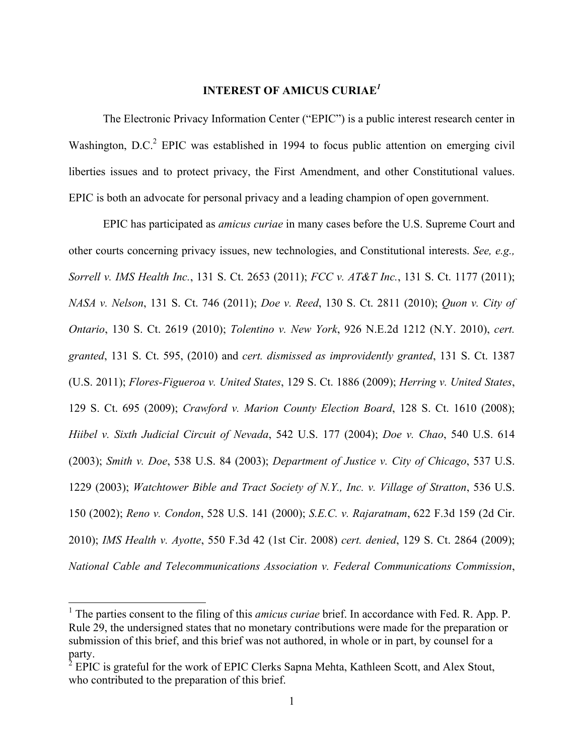## INTEREST OF AMICUS CURIAE[1]

The Electronic Privacy Information Center ("EPIC") is a public interest research center in Washington, D.C.[2] EPIC was established in 1994 to focus public attention on emerging civil liberties issues and to protect privacy, the First Amendment, and other Constitutional values. EPIC is both an advocate for personal privacy and a leading champion of open government.

EPIC has participated as *amicus curiae* in many cases before the U.S. Supreme Court and other courts concerning privacy issues, new technologies, and Constitutional interests. *See, e.g., Sorrell v. IMS Health Inc.*, 131 S. Ct. 2653 (2011); *FCC v. AT&T Inc.*, 131 S. Ct. 1177 (2011); *NASA v. Nelson*, 131 S. Ct. 746 (2011); *Doe v. Reed*, 130 S. Ct. 2811 (2010); *Quon v. City of Ontario*, 130 S. Ct. 2619 (2010); *Tolentino v. New York*, 926 N.E.2d 1212 (N.Y. 2010), *cert. granted*, 131 S. Ct. 595, (2010) and *cert. dismissed as improvidently granted*, 131 S. Ct. 1387 (U.S. 2011); *Flores-Figueroa v. United States*, 129 S. Ct. 1886 (2009); *Herring v. United States*, 129 S. Ct. 695 (2009); *Crawford v. Marion County Election Board*, 128 S. Ct. 1610 (2008); *Hiibel v. Sixth Judicial Circuit of Nevada*, 542 U.S. 177 (2004); *Doe v. Chao*, 540 U.S. 614 (2003); *Smith v. Doe*, 538 U.S. 84 (2003); *Department of Justice v. City of Chicago*, 537 U.S. 1229 (2003); *Watchtower Bible and Tract Society of N.Y., Inc. v. Village of Stratton*, 536 U.S. 150 (2002); *Reno v. Condon*, 528 U.S. 141 (2000); *S.E.C. v. Rajaratnam*, 622 F.3d 159 (2d Cir. 2010); *IMS Health v. Ayotte*, 550 F.3d 42 (1st Cir. 2008) *cert. denied*, 129 S. Ct. 2864 (2009); *National Cable and Telecommunications Association v. Federal Communications Commission*,

---

[1] The parties consent to the filing of this *amicus curiae* brief. In accordance with Fed. R. App. P. Rule 29, the undersigned states that no monetary contributions were made for the preparation or submission of this brief, and this brief was not authored, in whole or in part, by counsel for a party.

[2] EPIC is grateful for the work of EPIC Clerks Sapna Mehta, Kathleen Scott, and Alex Stout, who contributed to the preparation of this brief.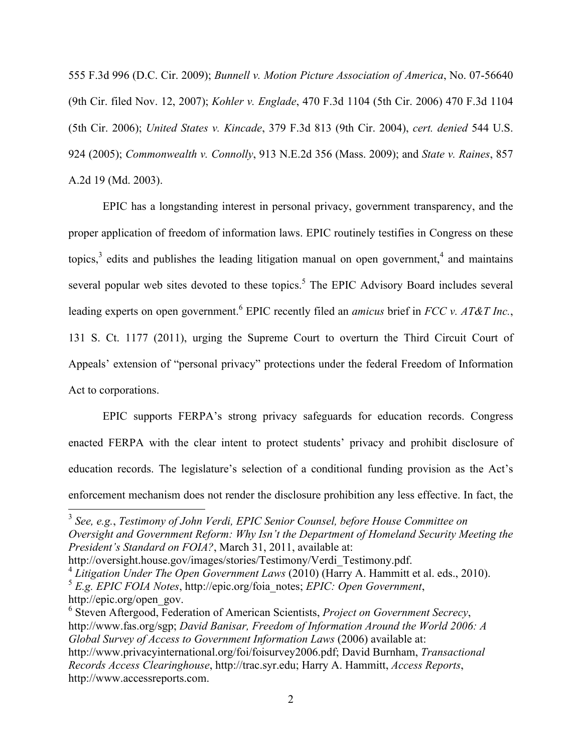555 F.3d 996 (D.C. Cir. 2009); *Bunnell v. Motion Picture Association of America*, No. 07-56640 (9th Cir. filed Nov. 12, 2007); *Kohler v. Englade*, 470 F.3d 1104 (5th Cir. 2006) 470 F.3d 1104 (5th Cir. 2006); *United States v. Kincade*, 379 F.3d 813 (9th Cir. 2004), *cert. denied* 544 U.S. 924 (2005); *Commonwealth v. Connolly*, 913 N.E.2d 356 (Mass. 2009); and *State v. Raines*, 857 A.2d 19 (Md. 2003).

EPIC has a longstanding interest in personal privacy, government transparency, and the proper application of freedom of information laws. EPIC routinely testifies in Congress on these topics,[3] edits and publishes the leading litigation manual on open government,[4] and maintains several popular web sites devoted to these topics.[5] The EPIC Advisory Board includes several leading experts on open government.[6] EPIC recently filed an *amicus* brief in *FCC v. AT&T Inc.*, 131 S. Ct. 1177 (2011), urging the Supreme Court to overturn the Third Circuit Court of Appeals' extension of "personal privacy" protections under the federal Freedom of Information Act to corporations.

EPIC supports FERPA's strong privacy safeguards for education records. Congress enacted FERPA with the clear intent to protect students' privacy and prohibit disclosure of education records. The legislature's selection of a conditional funding provision as the Act's enforcement mechanism does not render the disclosure prohibition any less effective. In fact, the

[3] *See, e.g.*, *Testimony of John Verdi, EPIC Senior Counsel, before House Committee on Oversight and Government Reform: Why Isn't the Department of Homeland Security Meeting the President's Standard on FOIA?*, March 31, 2011, available at: http://oversight.house.gov/images/stories/Testimony/Verdi_Testimony.pdf.

[4] *Litigation Under The Open Government Laws* (2010) (Harry A. Hammitt et al. eds., 2010).

[5] *E.g. EPIC FOIA Notes*, http://epic.org/foia_notes; *EPIC: Open Government*, http://epic.org/open_gov.

[6] Steven Aftergood, Federation of American Scientists, *Project on Government Secrecy*, http://www.fas.org/sgp; *David Banisar, Freedom of Information Around the World 2006: A Global Survey of Access to Government Information Laws* (2006) available at: http://www.privacyinternational.org/foi/foisurvey2006.pdf; David Burnham, *Transactional Records Access Clearinghouse*, http://trac.syr.edu; Harry A. Hammitt, *Access Reports*, http://www.accessreports.com.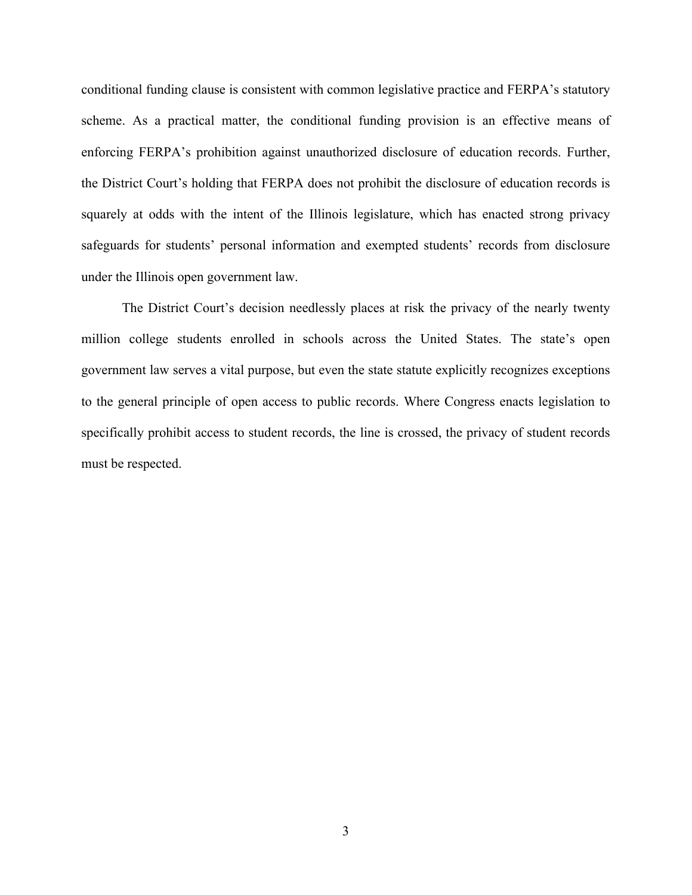conditional funding clause is consistent with common legislative practice and FERPA's statutory scheme. As a practical matter, the conditional funding provision is an effective means of enforcing FERPA's prohibition against unauthorized disclosure of education records. Further, the District Court's holding that FERPA does not prohibit the disclosure of education records is squarely at odds with the intent of the Illinois legislature, which has enacted strong privacy safeguards for students' personal information and exempted students' records from disclosure under the Illinois open government law.

The District Court's decision needlessly places at risk the privacy of the nearly twenty million college students enrolled in schools across the United States. The state's open government law serves a vital purpose, but even the state statute explicitly recognizes exceptions to the general principle of open access to public records. Where Congress enacts legislation to specifically prohibit access to student records, the line is crossed, the privacy of student records must be respected.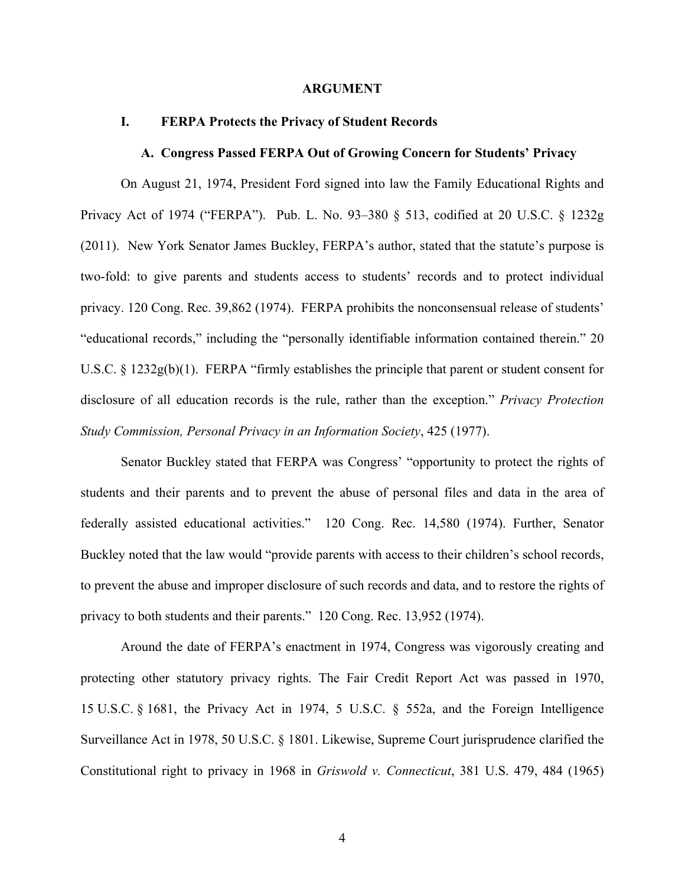## ARGUMENT

### I. FERPA Protects the Privacy of Student Records

#### A. Congress Passed FERPA Out of Growing Concern for Students' Privacy

On August 21, 1974, President Ford signed into law the Family Educational Rights and Privacy Act of 1974 ("FERPA"). Pub. L. No. 93–380 § 513, codified at 20 U.S.C. § 1232g (2011). New York Senator James Buckley, FERPA's author, stated that the statute's purpose is two-fold: to give parents and students access to students' records and to protect individual privacy. 120 Cong. Rec. 39,862 (1974). FERPA prohibits the nonconsensual release of students' "educational records," including the "personally identifiable information contained therein." 20 U.S.C. § 1232g(b)(1). FERPA "firmly establishes the principle that parent or student consent for disclosure of all education records is the rule, rather than the exception." *Privacy Protection Study Commission, Personal Privacy in an Information Society*, 425 (1977).

Senator Buckley stated that FERPA was Congress' "opportunity to protect the rights of students and their parents and to prevent the abuse of personal files and data in the area of federally assisted educational activities." 120 Cong. Rec. 14,580 (1974). Further, Senator Buckley noted that the law would "provide parents with access to their children's school records, to prevent the abuse and improper disclosure of such records and data, and to restore the rights of privacy to both students and their parents." 120 Cong. Rec. 13,952 (1974).

Around the date of FERPA's enactment in 1974, Congress was vigorously creating and protecting other statutory privacy rights. The Fair Credit Report Act was passed in 1970, 15 U.S.C. § 1681, the Privacy Act in 1974, 5 U.S.C. § 552a, and the Foreign Intelligence Surveillance Act in 1978, 50 U.S.C. § 1801. Likewise, Supreme Court jurisprudence clarified the Constitutional right to privacy in 1968 in *Griswold v. Connecticut*, 381 U.S. 479, 484 (1965)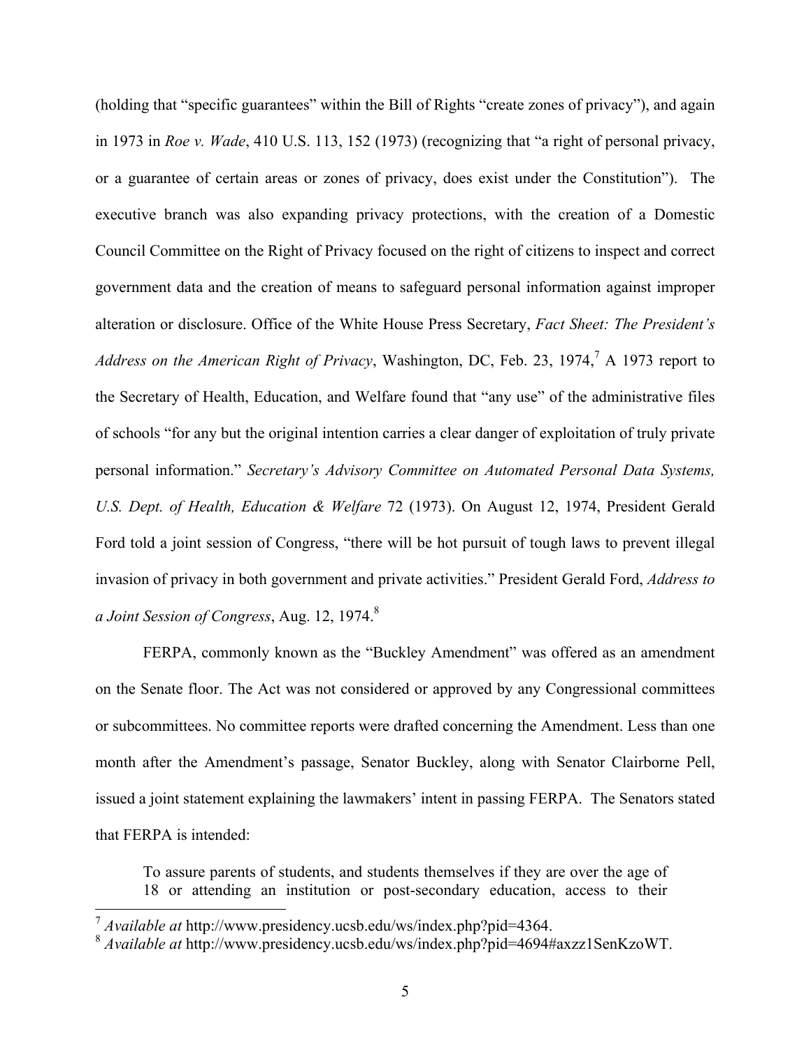(holding that "specific guarantees" within the Bill of Rights "create zones of privacy"), and again in 1973 in *Roe v. Wade*, 410 U.S. 113, 152 (1973) (recognizing that "a right of personal privacy, or a guarantee of certain areas or zones of privacy, does exist under the Constitution"). The executive branch was also expanding privacy protections, with the creation of a Domestic Council Committee on the Right of Privacy focused on the right of citizens to inspect and correct government data and the creation of means to safeguard personal information against improper alteration or disclosure. Office of the White House Press Secretary, *Fact Sheet: The President's Address on the American Right of Privacy*, Washington, DC, Feb. 23, 1974,[7] A 1973 report to the Secretary of Health, Education, and Welfare found that "any use" of the administrative files of schools "for any but the original intention carries a clear danger of exploitation of truly private personal information." *Secretary's Advisory Committee on Automated Personal Data Systems, U.S. Dept. of Health, Education & Welfare* 72 (1973). On August 12, 1974, President Gerald Ford told a joint session of Congress, "there will be hot pursuit of tough laws to prevent illegal invasion of privacy in both government and private activities." President Gerald Ford, *Address to a Joint Session of Congress*, Aug. 12, 1974.[8]

FERPA, commonly known as the "Buckley Amendment" was offered as an amendment on the Senate floor. The Act was not considered or approved by any Congressional committees or subcommittees. No committee reports were drafted concerning the Amendment. Less than one month after the Amendment's passage, Senator Buckley, along with Senator Clairborne Pell, issued a joint statement explaining the lawmakers' intent in passing FERPA. The Senators stated that FERPA is intended:

> To assure parents of students, and students themselves if they are over the age of 18 or attending an institution or post-secondary education, access to their

[7] *Available at* http://www.presidency.ucsb.edu/ws/index.php?pid=4364.

[8] *Available at* http://www.presidency.ucsb.edu/ws/index.php?pid=4694#axzz1SenKzoWT.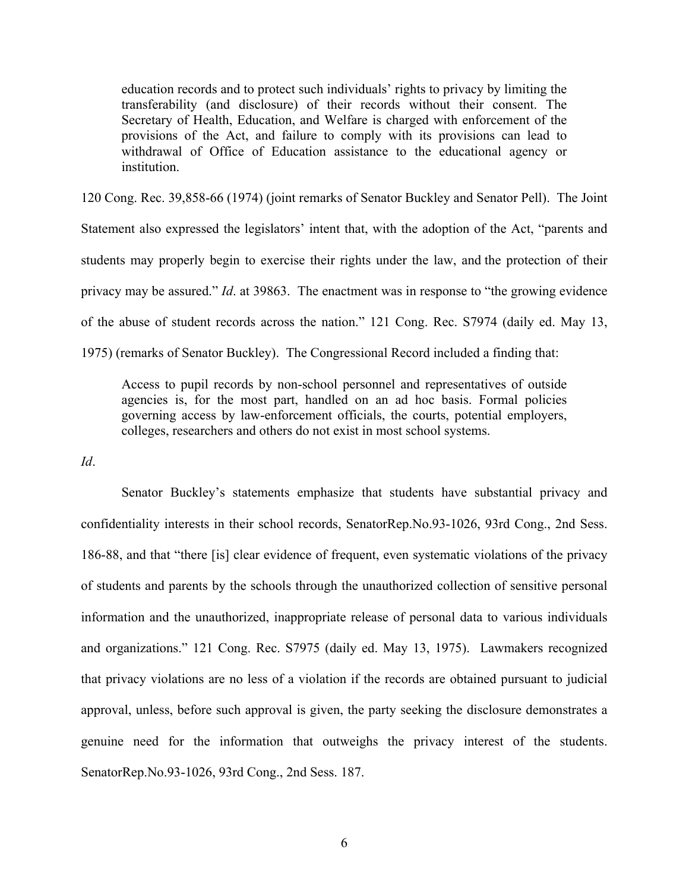> education records and to protect such individuals' rights to privacy by limiting the transferability (and disclosure) of their records without their consent. The Secretary of Health, Education, and Welfare is charged with enforcement of the provisions of the Act, and failure to comply with its provisions can lead to withdrawal of Office of Education assistance to the educational agency or institution.

120 Cong. Rec. 39,858-66 (1974) (joint remarks of Senator Buckley and Senator Pell). The Joint Statement also expressed the legislators' intent that, with the adoption of the Act, "parents and students may properly begin to exercise their rights under the law, and the protection of their privacy may be assured." *Id*. at 39863. The enactment was in response to "the growing evidence of the abuse of student records across the nation." 121 Cong. Rec. S7974 (daily ed. May 13, 1975) (remarks of Senator Buckley). The Congressional Record included a finding that:

> Access to pupil records by non-school personnel and representatives of outside agencies is, for the most part, handled on an ad hoc basis. Formal policies governing access by law-enforcement officials, the courts, potential employers, colleges, researchers and others do not exist in most school systems.

*Id*.

Senator Buckley's statements emphasize that students have substantial privacy and confidentiality interests in their school records, SenatorRep.No.93-1026, 93rd Cong., 2nd Sess. 186-88, and that "there [is] clear evidence of frequent, even systematic violations of the privacy of students and parents by the schools through the unauthorized collection of sensitive personal information and the unauthorized, inappropriate release of personal data to various individuals and organizations." 121 Cong. Rec. S7975 (daily ed. May 13, 1975). Lawmakers recognized that privacy violations are no less of a violation if the records are obtained pursuant to judicial approval, unless, before such approval is given, the party seeking the disclosure demonstrates a genuine need for the information that outweighs the privacy interest of the students. SenatorRep.No.93-1026, 93rd Cong., 2nd Sess. 187.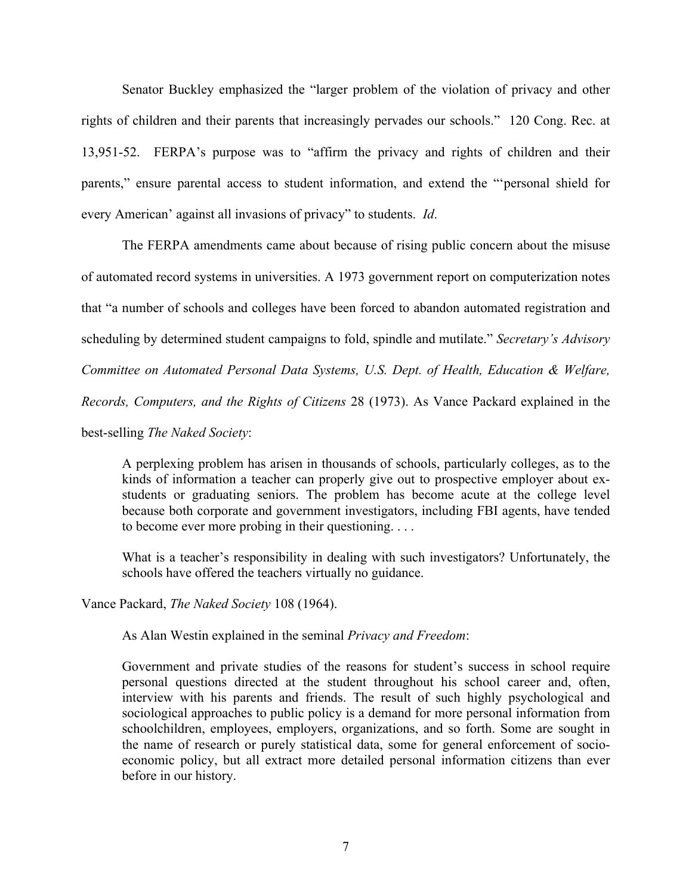Senator Buckley emphasized the "larger problem of the violation of privacy and other rights of children and their parents that increasingly pervades our schools." 120 Cong. Rec. at 13,951-52. FERPA's purpose was to "affirm the privacy and rights of children and their parents," ensure parental access to student information, and extend the "'personal shield for every American' against all invasions of privacy" to students. *Id*.

The FERPA amendments came about because of rising public concern about the misuse of automated record systems in universities. A 1973 government report on computerization notes that "a number of schools and colleges have been forced to abandon automated registration and scheduling by determined student campaigns to fold, spindle and mutilate." *Secretary's Advisory Committee on Automated Personal Data Systems, U.S. Dept. of Health, Education & Welfare, Records, Computers, and the Rights of Citizens* 28 (1973). As Vance Packard explained in the best-selling *The Naked Society*:

> A perplexing problem has arisen in thousands of schools, particularly colleges, as to the kinds of information a teacher can properly give out to prospective employer about ex-students or graduating seniors. The problem has become acute at the college level because both corporate and government investigators, including FBI agents, have tended to become ever more probing in their questioning. . . .
>
> What is a teacher's responsibility in dealing with such investigators? Unfortunately, the schools have offered the teachers virtually no guidance.

Vance Packard, *The Naked Society* 108 (1964).

As Alan Westin explained in the seminal *Privacy and Freedom*:

> Government and private studies of the reasons for student's success in school require personal questions directed at the student throughout his school career and, often, interview with his parents and friends. The result of such highly psychological and sociological approaches to public policy is a demand for more personal information from schoolchildren, employees, employers, organizations, and so forth. Some are sought in the name of research or purely statistical data, some for general enforcement of socio-economic policy, but all extract more detailed personal information citizens than ever before in our history.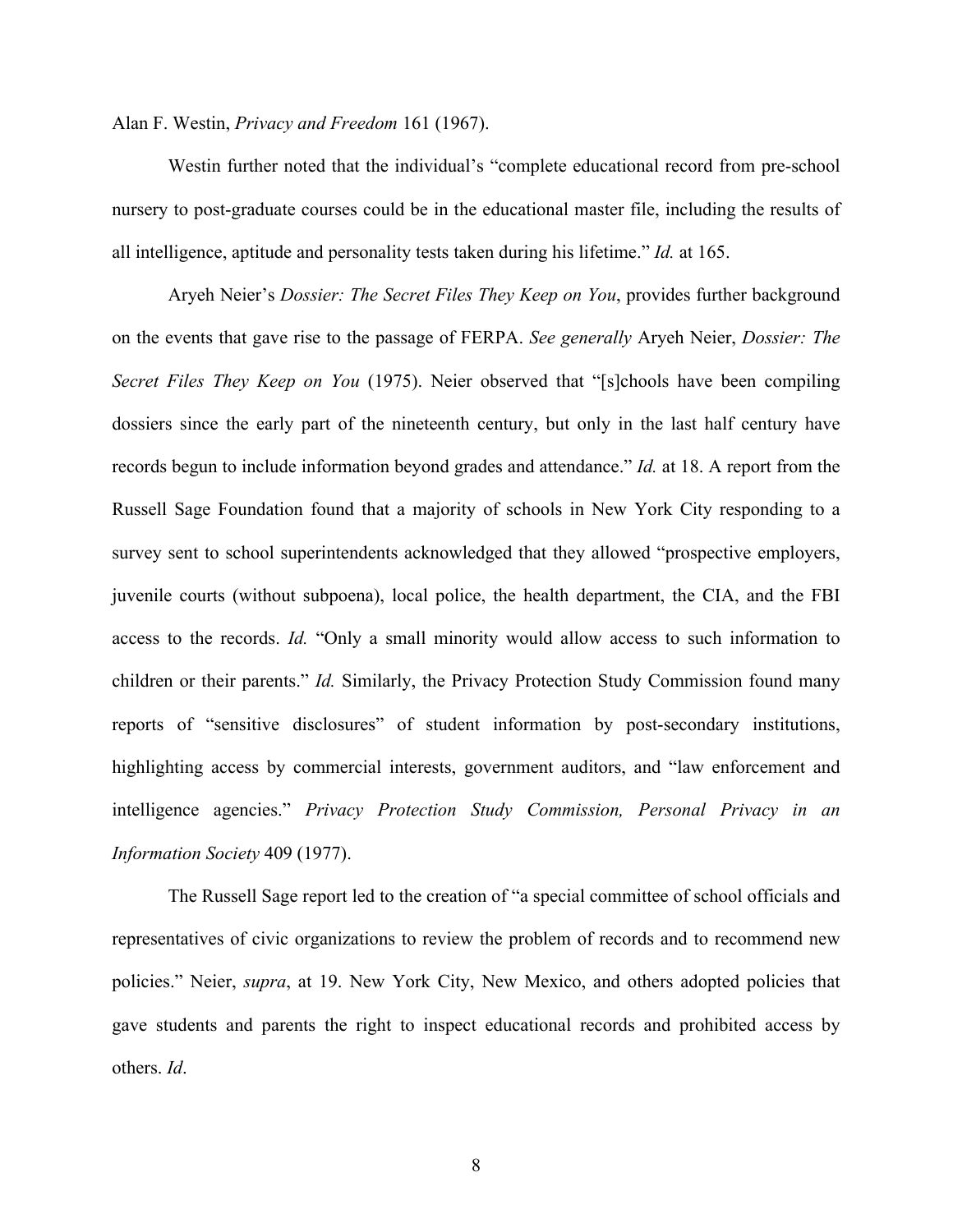Alan F. Westin, *Privacy and Freedom* 161 (1967).

Westin further noted that the individual's "complete educational record from pre-school nursery to post-graduate courses could be in the educational master file, including the results of all intelligence, aptitude and personality tests taken during his lifetime." *Id.* at 165.

Aryeh Neier's *Dossier: The Secret Files They Keep on You*, provides further background on the events that gave rise to the passage of FERPA. *See generally* Aryeh Neier, *Dossier: The Secret Files They Keep on You* (1975). Neier observed that "[s]chools have been compiling dossiers since the early part of the nineteenth century, but only in the last half century have records begun to include information beyond grades and attendance." *Id.* at 18. A report from the Russell Sage Foundation found that a majority of schools in New York City responding to a survey sent to school superintendents acknowledged that they allowed "prospective employers, juvenile courts (without subpoena), local police, the health department, the CIA, and the FBI access to the records. *Id.* "Only a small minority would allow access to such information to children or their parents." *Id.* Similarly, the Privacy Protection Study Commission found many reports of "sensitive disclosures" of student information by post-secondary institutions, highlighting access by commercial interests, government auditors, and "law enforcement and intelligence agencies." *Privacy Protection Study Commission, Personal Privacy in an Information Society* 409 (1977).

The Russell Sage report led to the creation of "a special committee of school officials and representatives of civic organizations to review the problem of records and to recommend new policies." Neier, *supra*, at 19. New York City, New Mexico, and others adopted policies that gave students and parents the right to inspect educational records and prohibited access by others. *Id*.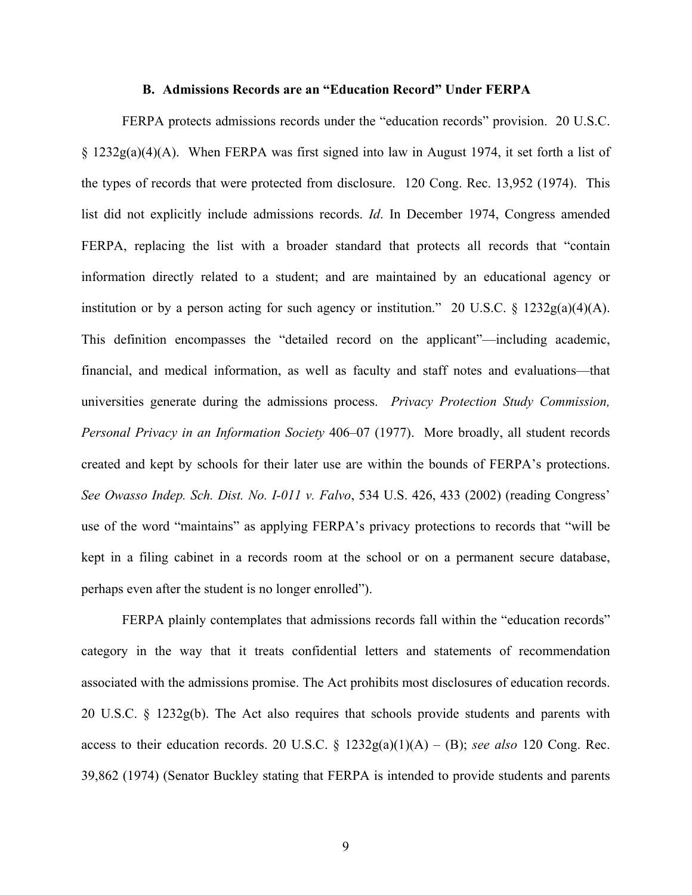### B. Admissions Records are an "Education Record" Under FERPA

FERPA protects admissions records under the "education records" provision. 20 U.S.C. § 1232g(a)(4)(A). When FERPA was first signed into law in August 1974, it set forth a list of the types of records that were protected from disclosure. 120 Cong. Rec. 13,952 (1974). This list did not explicitly include admissions records. *Id*. In December 1974, Congress amended FERPA, replacing the list with a broader standard that protects all records that "contain information directly related to a student; and are maintained by an educational agency or institution or by a person acting for such agency or institution." 20 U.S.C. § 1232g(a)(4)(A). This definition encompasses the "detailed record on the applicant"—including academic, financial, and medical information, as well as faculty and staff notes and evaluations—that universities generate during the admissions process. *Privacy Protection Study Commission, Personal Privacy in an Information Society* 406–07 (1977). More broadly, all student records created and kept by schools for their later use are within the bounds of FERPA's protections. *See Owasso Indep. Sch. Dist. No. I-011 v. Falvo*, 534 U.S. 426, 433 (2002) (reading Congress' use of the word "maintains" as applying FERPA's privacy protections to records that "will be kept in a filing cabinet in a records room at the school or on a permanent secure database, perhaps even after the student is no longer enrolled").

FERPA plainly contemplates that admissions records fall within the "education records" category in the way that it treats confidential letters and statements of recommendation associated with the admissions promise. The Act prohibits most disclosures of education records. 20 U.S.C. § 1232g(b). The Act also requires that schools provide students and parents with access to their education records. 20 U.S.C. § 1232g(a)(1)(A) – (B); *see also* 120 Cong. Rec. 39,862 (1974) (Senator Buckley stating that FERPA is intended to provide students and parents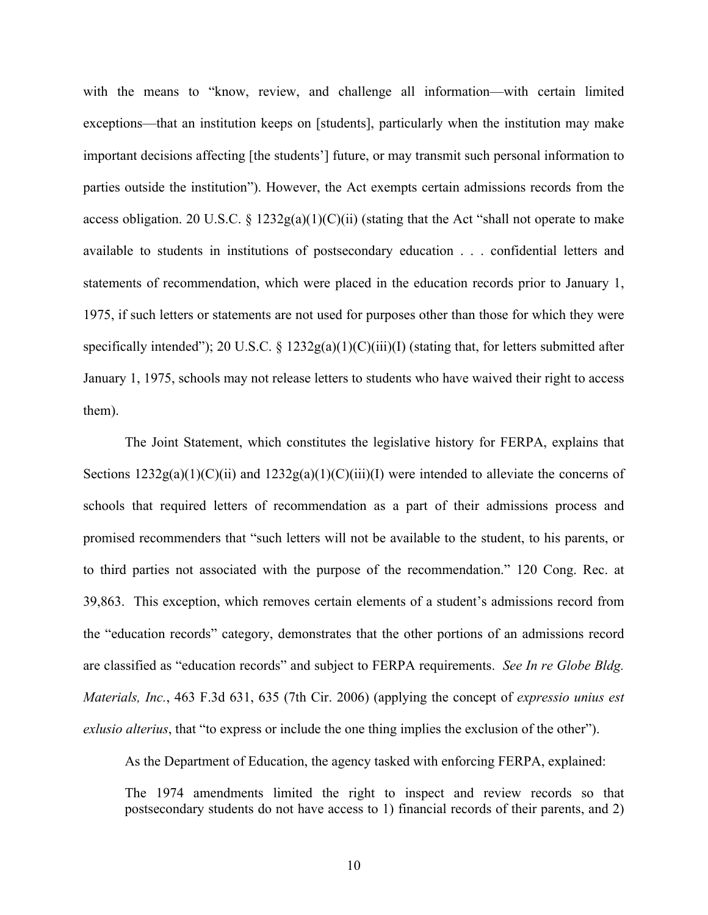with the means to "know, review, and challenge all information—with certain limited exceptions—that an institution keeps on [students], particularly when the institution may make important decisions affecting [the students'] future, or may transmit such personal information to parties outside the institution"). However, the Act exempts certain admissions records from the access obligation. 20 U.S.C. § 1232g(a)(1)(C)(ii) (stating that the Act "shall not operate to make available to students in institutions of postsecondary education . . . confidential letters and statements of recommendation, which were placed in the education records prior to January 1, 1975, if such letters or statements are not used for purposes other than those for which they were specifically intended"); 20 U.S.C. § 1232g(a)(1)(C)(iii)(I) (stating that, for letters submitted after January 1, 1975, schools may not release letters to students who have waived their right to access them).

The Joint Statement, which constitutes the legislative history for FERPA, explains that Sections 1232g(a)(1)(C)(ii) and 1232g(a)(1)(C)(iii)(I) were intended to alleviate the concerns of schools that required letters of recommendation as a part of their admissions process and promised recommenders that "such letters will not be available to the student, to his parents, or to third parties not associated with the purpose of the recommendation." 120 Cong. Rec. at 39,863. This exception, which removes certain elements of a student's admissions record from the "education records" category, demonstrates that the other portions of an admissions record are classified as "education records" and subject to FERPA requirements. *See In re Globe Bldg. Materials, Inc.*, 463 F.3d 631, 635 (7th Cir. 2006) (applying the concept of *expressio unius est exlusio alterius*, that "to express or include the one thing implies the exclusion of the other").

As the Department of Education, the agency tasked with enforcing FERPA, explained:

> The 1974 amendments limited the right to inspect and review records so that postsecondary students do not have access to 1) financial records of their parents, and 2)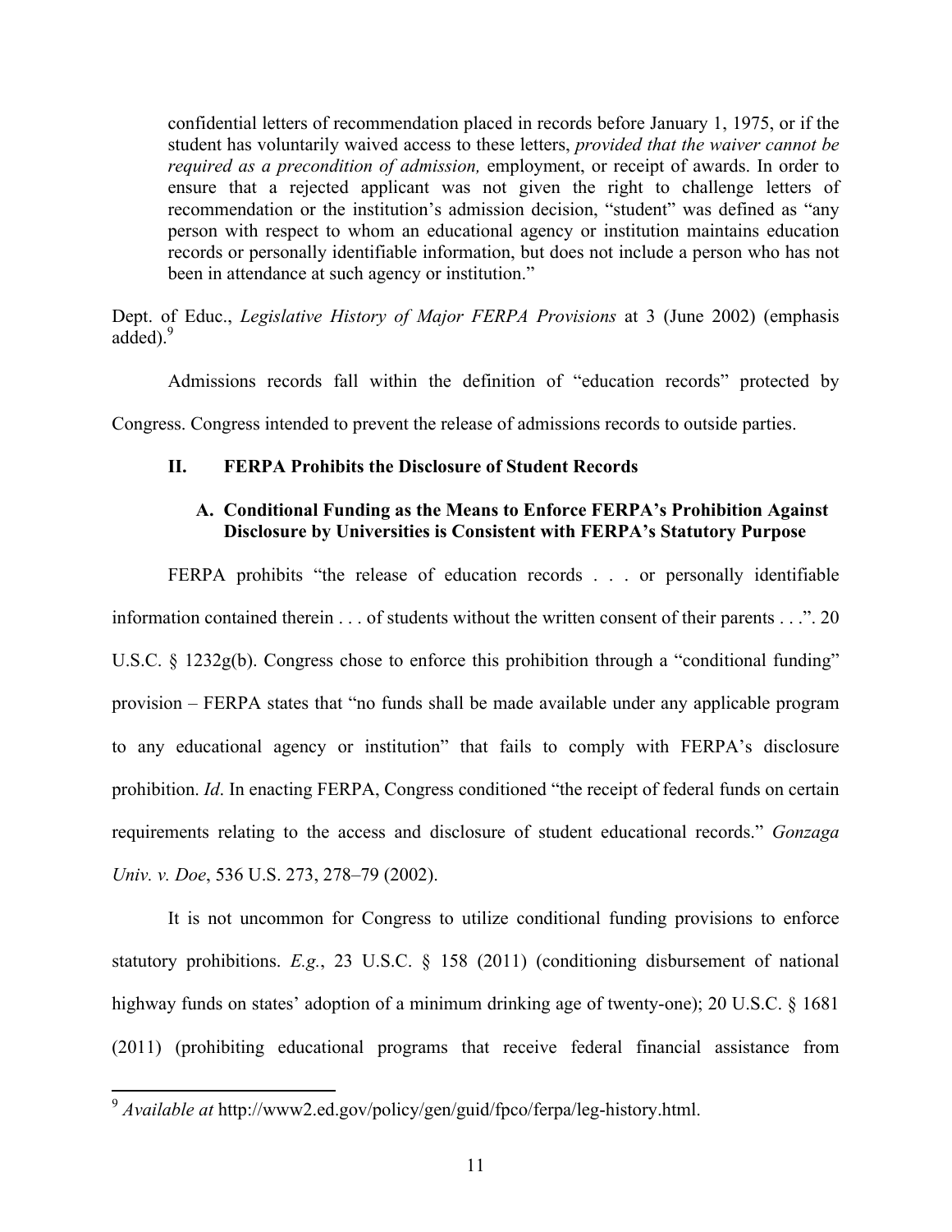> confidential letters of recommendation placed in records before January 1, 1975, or if the student has voluntarily waived access to these letters, *provided that the waiver cannot be required as a precondition of admission,* employment, or receipt of awards. In order to ensure that a rejected applicant was not given the right to challenge letters of recommendation or the institution's admission decision, "student" was defined as "any person with respect to whom an educational agency or institution maintains education records or personally identifiable information, but does not include a person who has not been in attendance at such agency or institution."

Dept. of Educ., *Legislative History of Major FERPA Provisions* at 3 (June 2002) (emphasis added).[9]

Admissions records fall within the definition of "education records" protected by Congress. Congress intended to prevent the release of admissions records to outside parties.

## II. FERPA Prohibits the Disclosure of Student Records

### A. Conditional Funding as the Means to Enforce FERPA's Prohibition Against Disclosure by Universities is Consistent with FERPA's Statutory Purpose

FERPA prohibits "the release of education records . . . or personally identifiable information contained therein . . . of students without the written consent of their parents . . .". 20 U.S.C. § 1232g(b). Congress chose to enforce this prohibition through a "conditional funding" provision – FERPA states that "no funds shall be made available under any applicable program to any educational agency or institution" that fails to comply with FERPA's disclosure prohibition. *Id*. In enacting FERPA, Congress conditioned "the receipt of federal funds on certain requirements relating to the access and disclosure of student educational records." *Gonzaga Univ. v. Doe*, 536 U.S. 273, 278–79 (2002).

It is not uncommon for Congress to utilize conditional funding provisions to enforce statutory prohibitions. *E.g.*, 23 U.S.C. § 158 (2011) (conditioning disbursement of national highway funds on states' adoption of a minimum drinking age of twenty-one); 20 U.S.C. § 1681 (2011) (prohibiting educational programs that receive federal financial assistance from

---

[9] *Available at* http://www2.ed.gov/policy/gen/guid/fpco/ferpa/leg-history.html.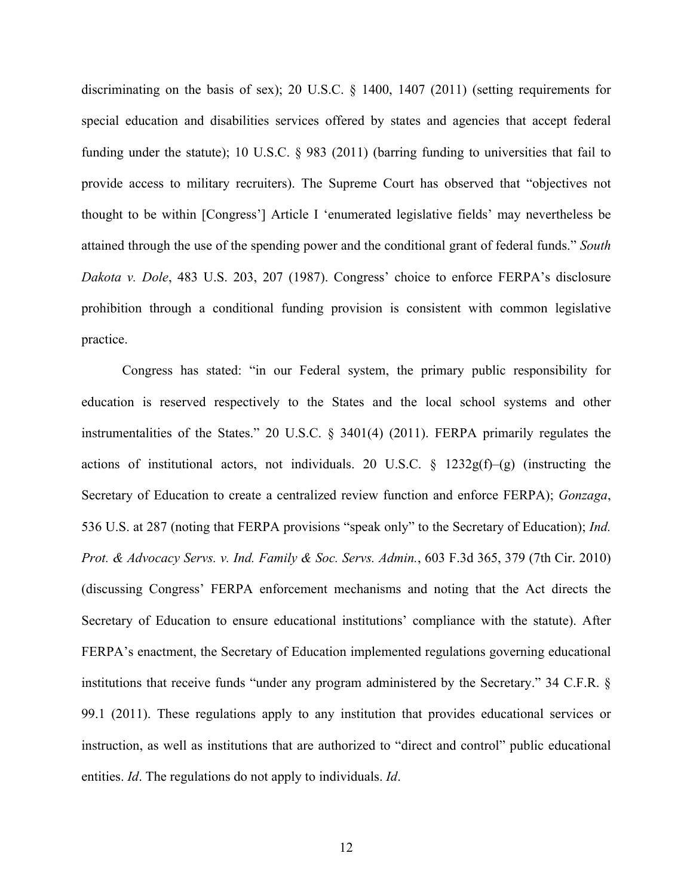discriminating on the basis of sex); 20 U.S.C. § 1400, 1407 (2011) (setting requirements for special education and disabilities services offered by states and agencies that accept federal funding under the statute); 10 U.S.C. § 983 (2011) (barring funding to universities that fail to provide access to military recruiters). The Supreme Court has observed that "objectives not thought to be within [Congress'] Article I 'enumerated legislative fields' may nevertheless be attained through the use of the spending power and the conditional grant of federal funds." *South Dakota v. Dole*, 483 U.S. 203, 207 (1987). Congress' choice to enforce FERPA's disclosure prohibition through a conditional funding provision is consistent with common legislative practice.

Congress has stated: "in our Federal system, the primary public responsibility for education is reserved respectively to the States and the local school systems and other instrumentalities of the States." 20 U.S.C. § 3401(4) (2011). FERPA primarily regulates the actions of institutional actors, not individuals. 20 U.S.C. § 1232g(f)–(g) (instructing the Secretary of Education to create a centralized review function and enforce FERPA); *Gonzaga*, 536 U.S. at 287 (noting that FERPA provisions "speak only" to the Secretary of Education); *Ind. Prot. & Advocacy Servs. v. Ind. Family & Soc. Servs. Admin.*, 603 F.3d 365, 379 (7th Cir. 2010) (discussing Congress' FERPA enforcement mechanisms and noting that the Act directs the Secretary of Education to ensure educational institutions' compliance with the statute). After FERPA's enactment, the Secretary of Education implemented regulations governing educational institutions that receive funds "under any program administered by the Secretary." 34 C.F.R. § 99.1 (2011). These regulations apply to any institution that provides educational services or instruction, as well as institutions that are authorized to "direct and control" public educational entities. *Id*. The regulations do not apply to individuals. *Id*.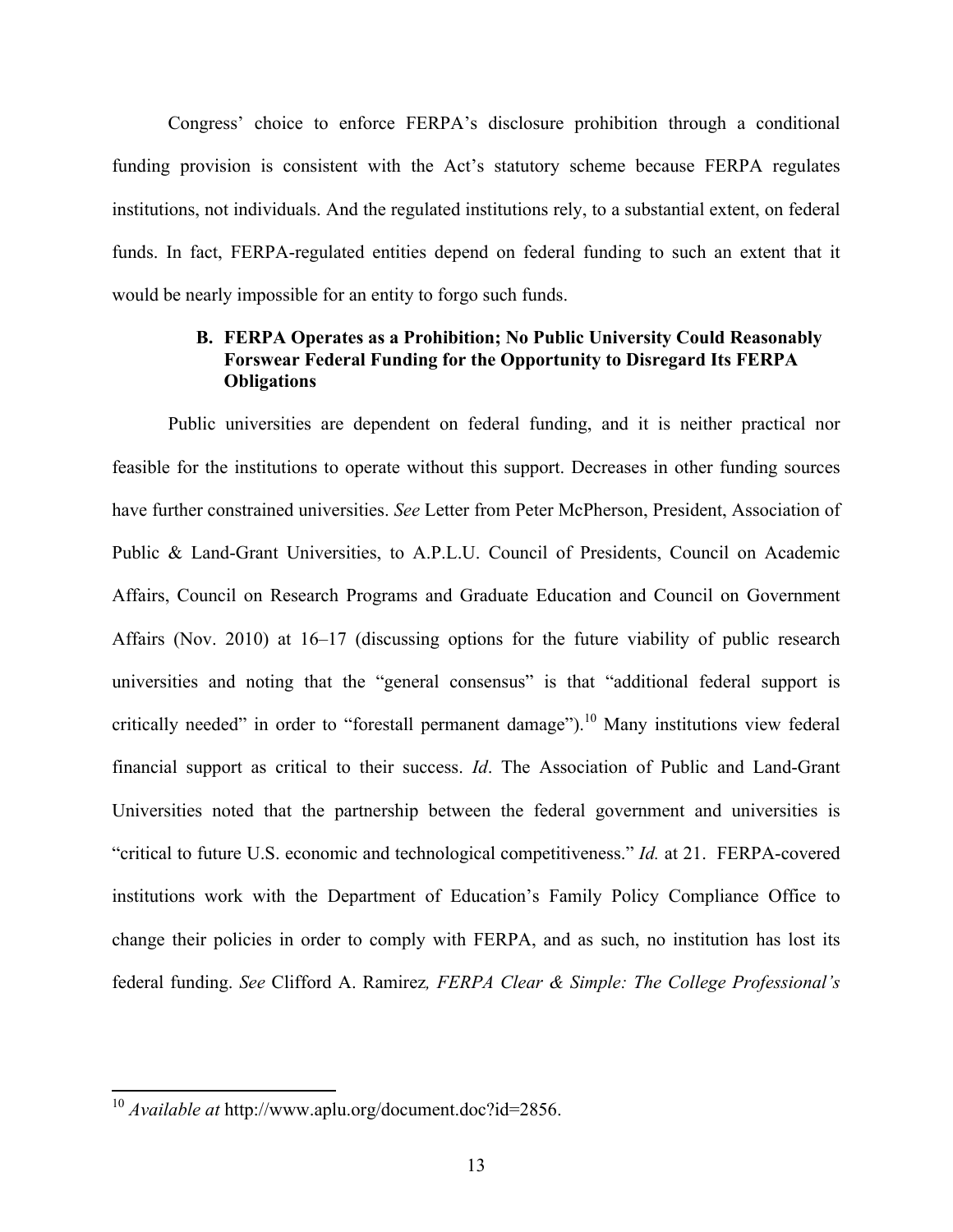Congress' choice to enforce FERPA's disclosure prohibition through a conditional funding provision is consistent with the Act's statutory scheme because FERPA regulates institutions, not individuals. And the regulated institutions rely, to a substantial extent, on federal funds. In fact, FERPA-regulated entities depend on federal funding to such an extent that it would be nearly impossible for an entity to forgo such funds.

### B. FERPA Operates as a Prohibition; No Public University Could Reasonably Forswear Federal Funding for the Opportunity to Disregard Its FERPA Obligations

Public universities are dependent on federal funding, and it is neither practical nor feasible for the institutions to operate without this support. Decreases in other funding sources have further constrained universities. *See* Letter from Peter McPherson, President, Association of Public & Land-Grant Universities, to A.P.L.U. Council of Presidents, Council on Academic Affairs, Council on Research Programs and Graduate Education and Council on Government Affairs (Nov. 2010) at 16–17 (discussing options for the future viability of public research universities and noting that the "general consensus" is that "additional federal support is critically needed" in order to "forestall permanent damage").[10] Many institutions view federal financial support as critical to their success. *Id*. The Association of Public and Land-Grant Universities noted that the partnership between the federal government and universities is "critical to future U.S. economic and technological competitiveness." *Id.* at 21. FERPA-covered institutions work with the Department of Education's Family Policy Compliance Office to change their policies in order to comply with FERPA, and as such, no institution has lost its federal funding. *See* Clifford A. Ramirez*, FERPA Clear & Simple: The College Professional's*

---

[10] *Available at* http://www.aplu.org/document.doc?id=2856.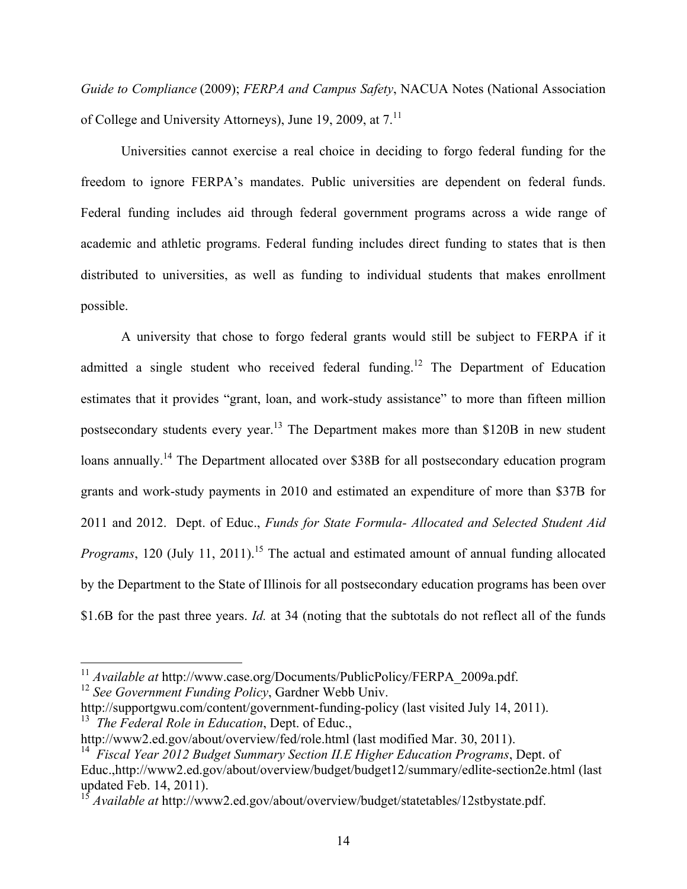*Guide to Compliance* (2009); *FERPA and Campus Safety*, NACUA Notes (National Association of College and University Attorneys), June 19, 2009, at 7.[11]

Universities cannot exercise a real choice in deciding to forgo federal funding for the freedom to ignore FERPA's mandates. Public universities are dependent on federal funds. Federal funding includes aid through federal government programs across a wide range of academic and athletic programs. Federal funding includes direct funding to states that is then distributed to universities, as well as funding to individual students that makes enrollment possible.

A university that chose to forgo federal grants would still be subject to FERPA if it admitted a single student who received federal funding.[12] The Department of Education estimates that it provides "grant, loan, and work-study assistance" to more than fifteen million postsecondary students every year.[13] The Department makes more than $120B in new student loans annually.[14] The Department allocated over $38B for all postsecondary education program grants and work-study payments in 2010 and estimated an expenditure of more than $37B for 2011 and 2012. Dept. of Educ., *Funds for State Formula- Allocated and Selected Student Aid Programs*, 120 (July 11, 2011).[15] The actual and estimated amount of annual funding allocated by the Department to the State of Illinois for all postsecondary education programs has been over $1.6B for the past three years. *Id.* at 34 (noting that the subtotals do not reflect all of the funds

---

[11] *Available at* http://www.case.org/Documents/PublicPolicy/FERPA_2009a.pdf.

[12] *See Government Funding Policy*, Gardner Webb Univ. http://supportgwu.com/content/government-funding-policy (last visited July 14, 2011).

[13] *The Federal Role in Education*, Dept. of Educ., http://www2.ed.gov/about/overview/fed/role.html (last modified Mar. 30, 2011).

[14] *Fiscal Year 2012 Budget Summary Section II.E Higher Education Programs*, Dept. of Educ.,http://www2.ed.gov/about/overview/budget/budget12/summary/edlite-section2e.html (last updated Feb. 14, 2011).

[15] *Available at* http://www2.ed.gov/about/overview/budget/statetables/12stbystate.pdf.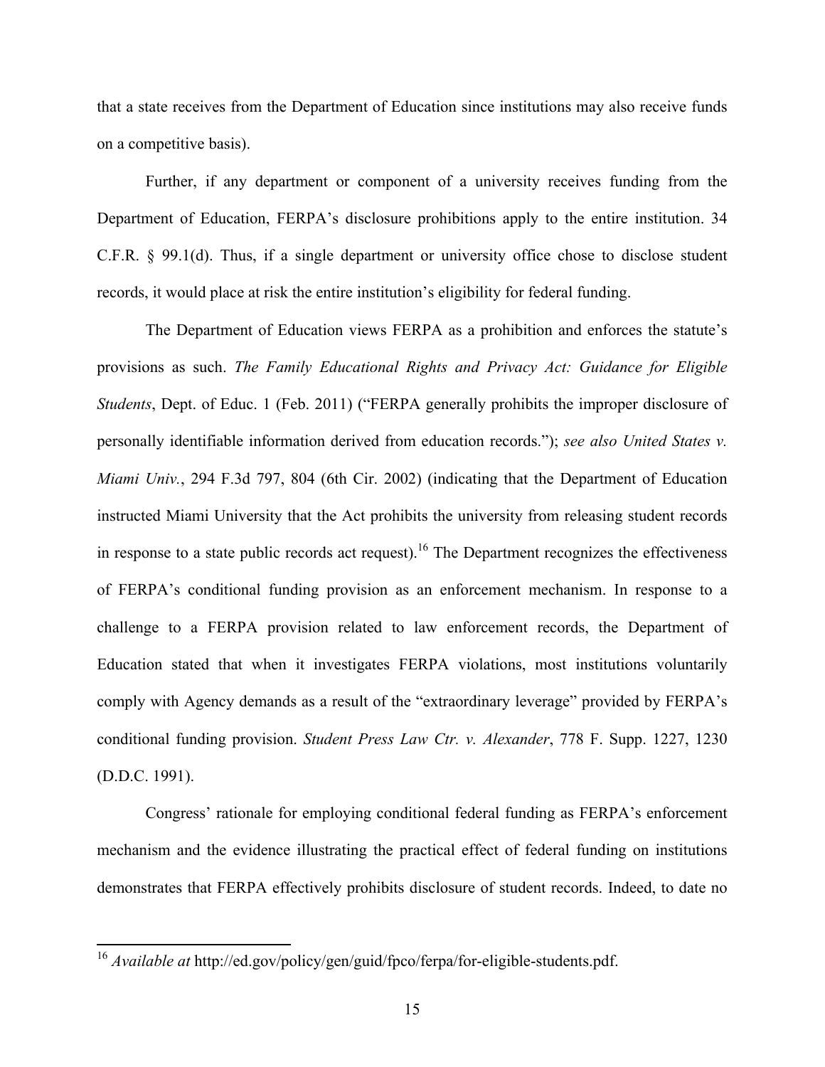that a state receives from the Department of Education since institutions may also receive funds on a competitive basis).

Further, if any department or component of a university receives funding from the Department of Education, FERPA's disclosure prohibitions apply to the entire institution. 34 C.F.R. § 99.1(d). Thus, if a single department or university office chose to disclose student records, it would place at risk the entire institution's eligibility for federal funding.

The Department of Education views FERPA as a prohibition and enforces the statute's provisions as such. *The Family Educational Rights and Privacy Act: Guidance for Eligible Students*, Dept. of Educ. 1 (Feb. 2011) ("FERPA generally prohibits the improper disclosure of personally identifiable information derived from education records."); *see also United States v. Miami Univ.*, 294 F.3d 797, 804 (6th Cir. 2002) (indicating that the Department of Education instructed Miami University that the Act prohibits the university from releasing student records in response to a state public records act request).[16] The Department recognizes the effectiveness of FERPA's conditional funding provision as an enforcement mechanism. In response to a challenge to a FERPA provision related to law enforcement records, the Department of Education stated that when it investigates FERPA violations, most institutions voluntarily comply with Agency demands as a result of the "extraordinary leverage" provided by FERPA's conditional funding provision. *Student Press Law Ctr. v. Alexander*, 778 F. Supp. 1227, 1230 (D.D.C. 1991).

Congress' rationale for employing conditional federal funding as FERPA's enforcement mechanism and the evidence illustrating the practical effect of federal funding on institutions demonstrates that FERPA effectively prohibits disclosure of student records. Indeed, to date no

---

[16] *Available at* http://ed.gov/policy/gen/guid/fpco/ferpa/for-eligible-students.pdf.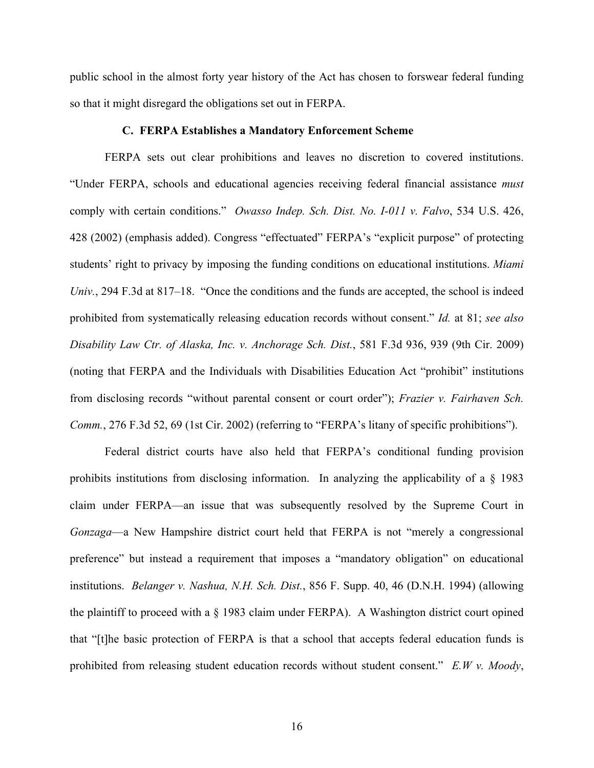public school in the almost forty year history of the Act has chosen to forswear federal funding so that it might disregard the obligations set out in FERPA.

### C. FERPA Establishes a Mandatory Enforcement Scheme

FERPA sets out clear prohibitions and leaves no discretion to covered institutions. "Under FERPA, schools and educational agencies receiving federal financial assistance *must* comply with certain conditions." *Owasso Indep. Sch. Dist. No. I-011 v. Falvo*, 534 U.S. 426, 428 (2002) (emphasis added). Congress "effectuated" FERPA's "explicit purpose" of protecting students' right to privacy by imposing the funding conditions on educational institutions. *Miami Univ.*, 294 F.3d at 817–18. "Once the conditions and the funds are accepted, the school is indeed prohibited from systematically releasing education records without consent." *Id.* at 81; *see also Disability Law Ctr. of Alaska, Inc. v. Anchorage Sch. Dist.*, 581 F.3d 936, 939 (9th Cir. 2009) (noting that FERPA and the Individuals with Disabilities Education Act "prohibit" institutions from disclosing records "without parental consent or court order"); *Frazier v. Fairhaven Sch. Comm.*, 276 F.3d 52, 69 (1st Cir. 2002) (referring to "FERPA's litany of specific prohibitions").

Federal district courts have also held that FERPA's conditional funding provision prohibits institutions from disclosing information. In analyzing the applicability of a § 1983 claim under FERPA—an issue that was subsequently resolved by the Supreme Court in *Gonzaga*—a New Hampshire district court held that FERPA is not "merely a congressional preference" but instead a requirement that imposes a "mandatory obligation" on educational institutions. *Belanger v. Nashua, N.H. Sch. Dist.*, 856 F. Supp. 40, 46 (D.N.H. 1994) (allowing the plaintiff to proceed with a § 1983 claim under FERPA). A Washington district court opined that "[t]he basic protection of FERPA is that a school that accepts federal education funds is prohibited from releasing student education records without student consent." *E.W v. Moody*,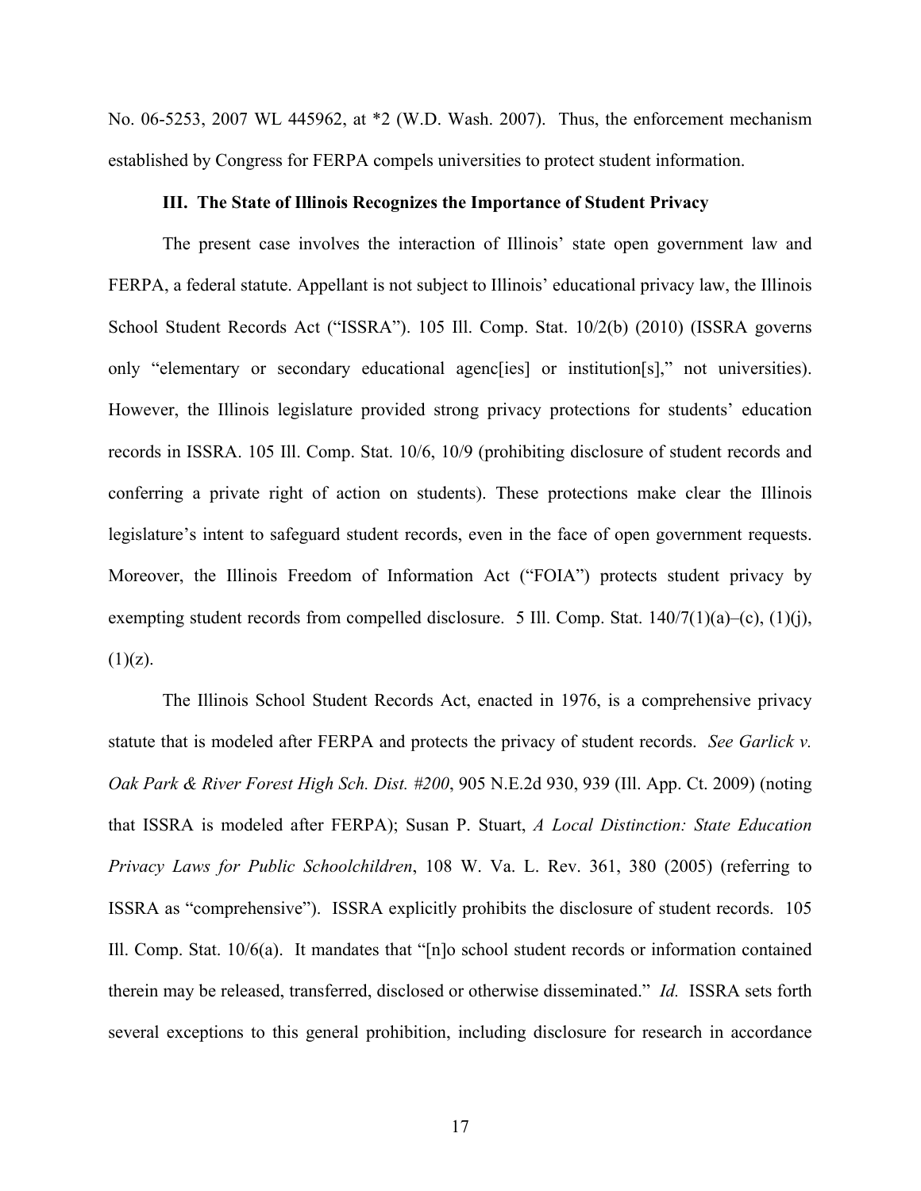No. 06-5253, 2007 WL 445962, at *2 (W.D. Wash. 2007). Thus, the enforcement mechanism established by Congress for FERPA compels universities to protect student information.

### III. The State of Illinois Recognizes the Importance of Student Privacy

The present case involves the interaction of Illinois' state open government law and FERPA, a federal statute. Appellant is not subject to Illinois' educational privacy law, the Illinois School Student Records Act ("ISSRA"). 105 Ill. Comp. Stat. 10/2(b) (2010) (ISSRA governs only "elementary or secondary educational agenc[ies] or institution[s]," not universities). However, the Illinois legislature provided strong privacy protections for students' education records in ISSRA. 105 Ill. Comp. Stat. 10/6, 10/9 (prohibiting disclosure of student records and conferring a private right of action on students). These protections make clear the Illinois legislature's intent to safeguard student records, even in the face of open government requests. Moreover, the Illinois Freedom of Information Act ("FOIA") protects student privacy by exempting student records from compelled disclosure. 5 Ill. Comp. Stat. 140/7(1)(a)–(c), (1)(j), (1)(z).

The Illinois School Student Records Act, enacted in 1976, is a comprehensive privacy statute that is modeled after FERPA and protects the privacy of student records. *See Garlick v. Oak Park & River Forest High Sch. Dist. #200*, 905 N.E.2d 930, 939 (Ill. App. Ct. 2009) (noting that ISSRA is modeled after FERPA); Susan P. Stuart, *A Local Distinction: State Education Privacy Laws for Public Schoolchildren*, 108 W. Va. L. Rev. 361, 380 (2005) (referring to ISSRA as "comprehensive"). ISSRA explicitly prohibits the disclosure of student records. 105 Ill. Comp. Stat. 10/6(a). It mandates that "[n]o school student records or information contained therein may be released, transferred, disclosed or otherwise disseminated." *Id.* ISSRA sets forth several exceptions to this general prohibition, including disclosure for research in accordance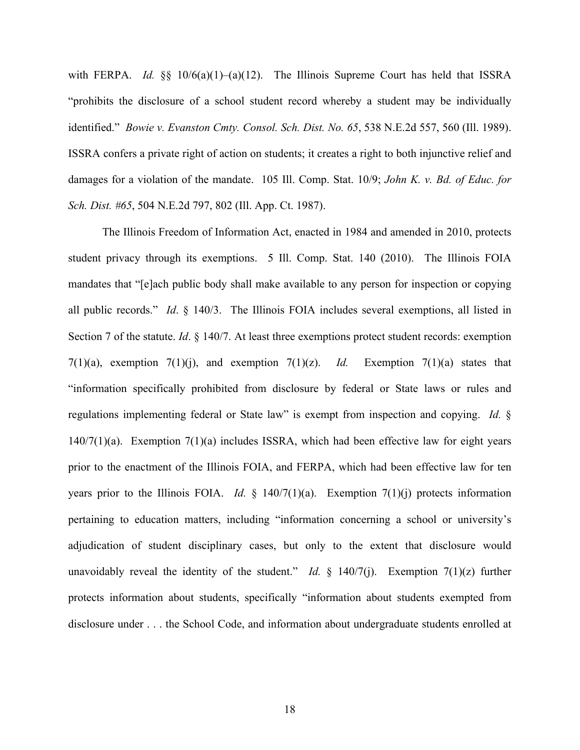with FERPA. *Id.* §§ 10/6(a)(1)–(a)(12). The Illinois Supreme Court has held that ISSRA "prohibits the disclosure of a school student record whereby a student may be individually identified." *Bowie v. Evanston Cmty. Consol. Sch. Dist. No. 65*, 538 N.E.2d 557, 560 (Ill. 1989). ISSRA confers a private right of action on students; it creates a right to both injunctive relief and damages for a violation of the mandate. 105 Ill. Comp. Stat. 10/9; *John K. v. Bd. of Educ. for Sch. Dist. #65*, 504 N.E.2d 797, 802 (Ill. App. Ct. 1987).

The Illinois Freedom of Information Act, enacted in 1984 and amended in 2010, protects student privacy through its exemptions. 5 Ill. Comp. Stat. 140 (2010). The Illinois FOIA mandates that "[e]ach public body shall make available to any person for inspection or copying all public records." *Id*. § 140/3. The Illinois FOIA includes several exemptions, all listed in Section 7 of the statute. *Id*. § 140/7. At least three exemptions protect student records: exemption 7(1)(a), exemption 7(1)(j), and exemption 7(1)(z). *Id.* Exemption 7(1)(a) states that "information specifically prohibited from disclosure by federal or State laws or rules and regulations implementing federal or State law" is exempt from inspection and copying. *Id.* § 140/7(1)(a). Exemption 7(1)(a) includes ISSRA, which had been effective law for eight years prior to the enactment of the Illinois FOIA, and FERPA, which had been effective law for ten years prior to the Illinois FOIA. *Id.* § 140/7(1)(a). Exemption 7(1)(j) protects information pertaining to education matters, including "information concerning a school or university's adjudication of student disciplinary cases, but only to the extent that disclosure would unavoidably reveal the identity of the student." *Id.* § 140/7(j). Exemption 7(1)(z) further protects information about students, specifically "information about students exempted from disclosure under . . . the School Code, and information about undergraduate students enrolled at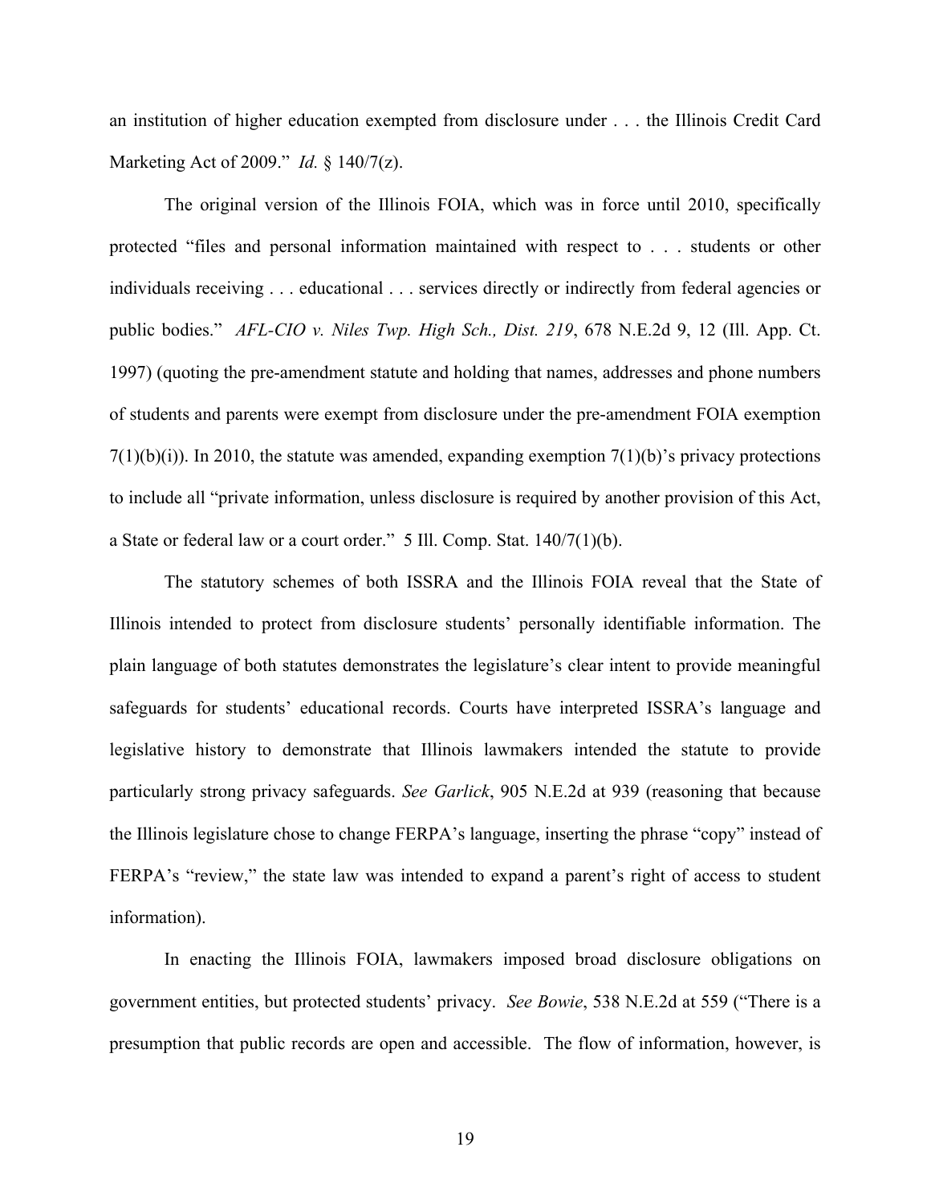an institution of higher education exempted from disclosure under . . . the Illinois Credit Card Marketing Act of 2009." *Id.* § 140/7(z).

The original version of the Illinois FOIA, which was in force until 2010, specifically protected "files and personal information maintained with respect to . . . students or other individuals receiving . . . educational . . . services directly or indirectly from federal agencies or public bodies." *AFL-CIO v. Niles Twp. High Sch., Dist. 219*, 678 N.E.2d 9, 12 (Ill. App. Ct. 1997) (quoting the pre-amendment statute and holding that names, addresses and phone numbers of students and parents were exempt from disclosure under the pre-amendment FOIA exemption 7(1)(b)(i)). In 2010, the statute was amended, expanding exemption 7(1)(b)'s privacy protections to include all "private information, unless disclosure is required by another provision of this Act, a State or federal law or a court order." 5 Ill. Comp. Stat. 140/7(1)(b).

The statutory schemes of both ISSRA and the Illinois FOIA reveal that the State of Illinois intended to protect from disclosure students' personally identifiable information. The plain language of both statutes demonstrates the legislature's clear intent to provide meaningful safeguards for students' educational records. Courts have interpreted ISSRA's language and legislative history to demonstrate that Illinois lawmakers intended the statute to provide particularly strong privacy safeguards. *See Garlick*, 905 N.E.2d at 939 (reasoning that because the Illinois legislature chose to change FERPA's language, inserting the phrase "copy" instead of FERPA's "review," the state law was intended to expand a parent's right of access to student information).

In enacting the Illinois FOIA, lawmakers imposed broad disclosure obligations on government entities, but protected students' privacy. *See Bowie*, 538 N.E.2d at 559 ("There is a presumption that public records are open and accessible. The flow of information, however, is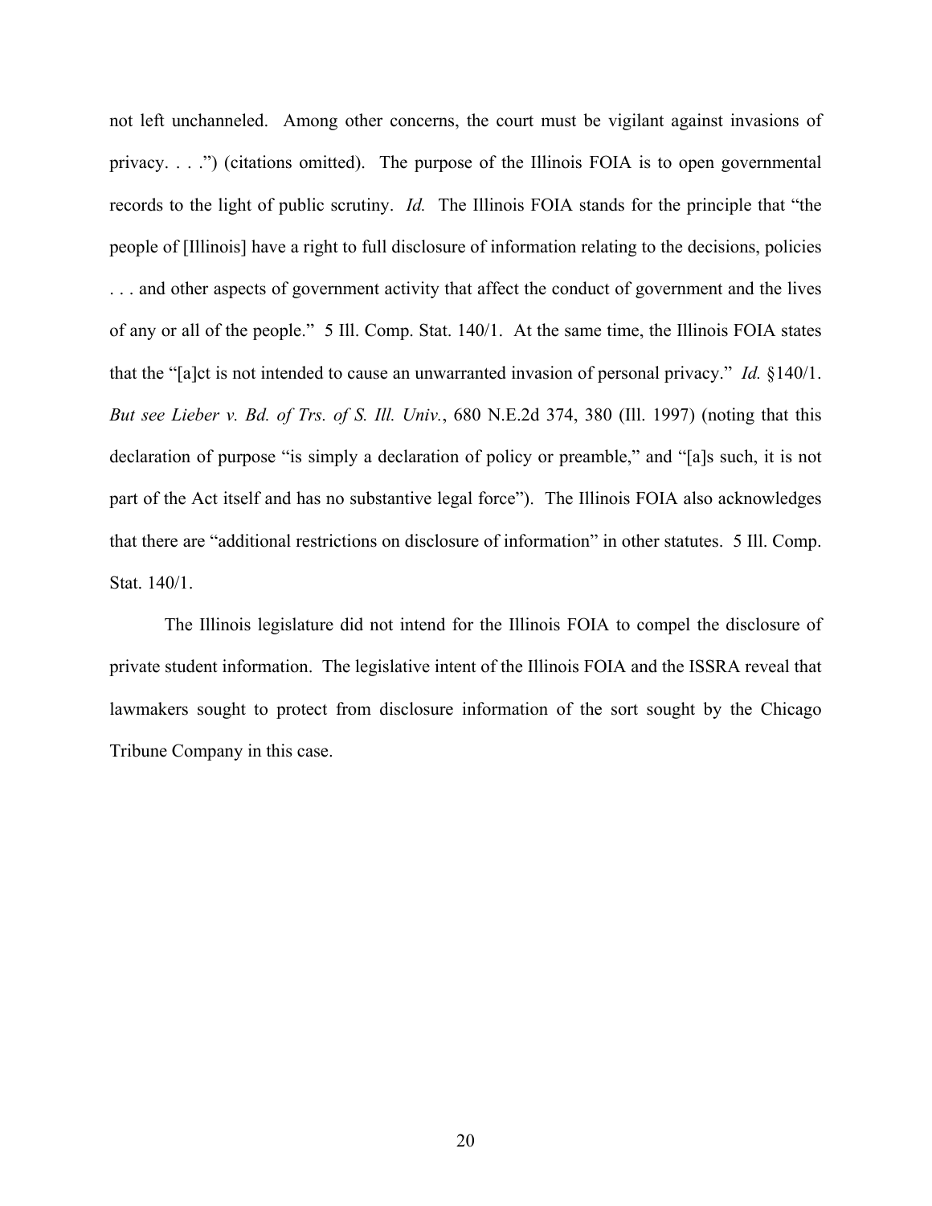not left unchanneled. Among other concerns, the court must be vigilant against invasions of privacy. . . .") (citations omitted). The purpose of the Illinois FOIA is to open governmental records to the light of public scrutiny. *Id.* The Illinois FOIA stands for the principle that "the people of [Illinois] have a right to full disclosure of information relating to the decisions, policies . . . and other aspects of government activity that affect the conduct of government and the lives of any or all of the people." 5 Ill. Comp. Stat. 140/1. At the same time, the Illinois FOIA states that the "[a]ct is not intended to cause an unwarranted invasion of personal privacy." *Id.* §140/1. *But see Lieber v. Bd. of Trs. of S. Ill. Univ.*, 680 N.E.2d 374, 380 (Ill. 1997) (noting that this declaration of purpose "is simply a declaration of policy or preamble," and "[a]s such, it is not part of the Act itself and has no substantive legal force"). The Illinois FOIA also acknowledges that there are "additional restrictions on disclosure of information" in other statutes. 5 Ill. Comp. Stat. 140/1.

The Illinois legislature did not intend for the Illinois FOIA to compel the disclosure of private student information. The legislative intent of the Illinois FOIA and the ISSRA reveal that lawmakers sought to protect from disclosure information of the sort sought by the Chicago Tribune Company in this case.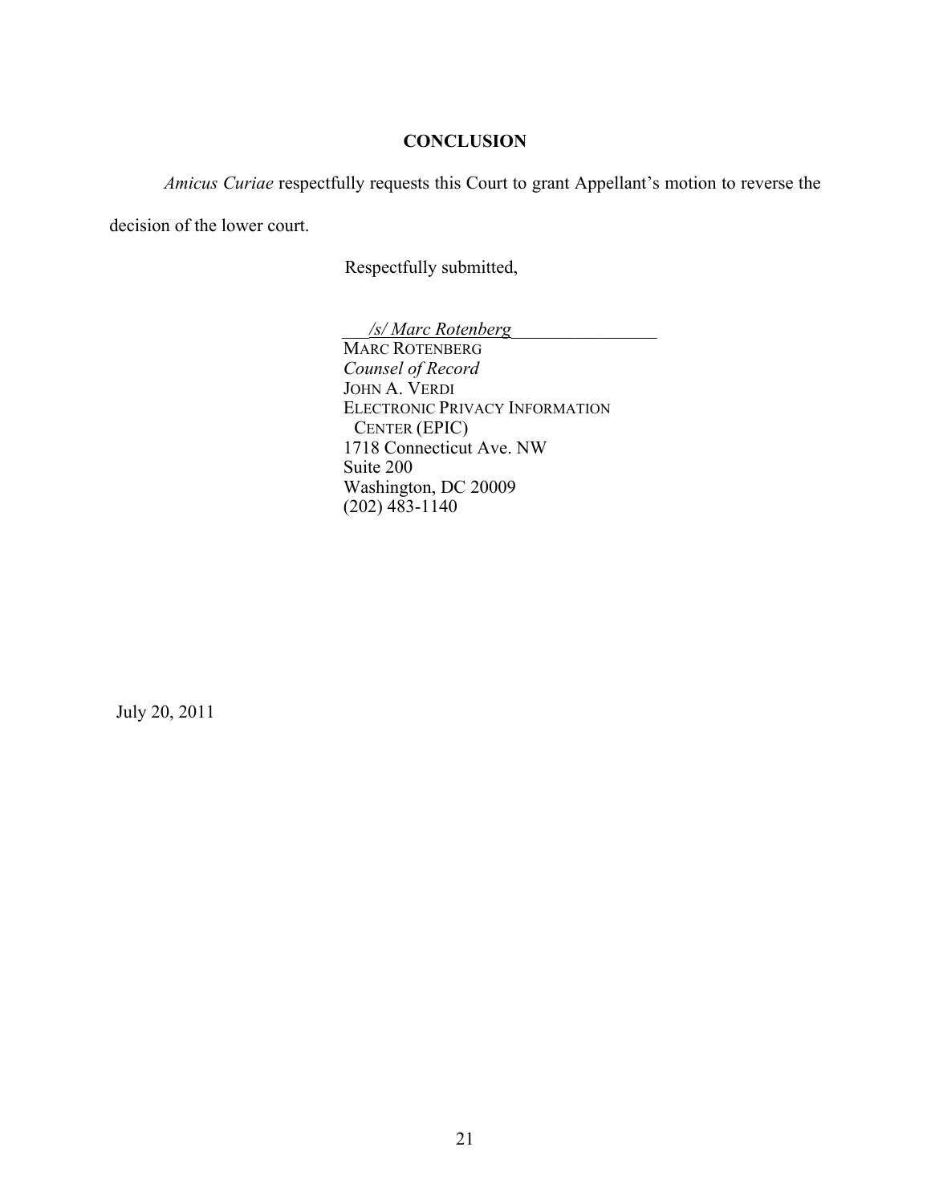## CONCLUSION

*Amicus Curiae* respectfully requests this Court to grant Appellant's motion to reverse the decision of the lower court.

Respectfully submitted,

*/s/ Marc Rotenberg*
MARC ROTENBERG
*Counsel of Record*
JOHN A. VERDI
ELECTRONIC PRIVACY INFORMATION CENTER (EPIC)
1718 Connecticut Ave. NW
Suite 200
Washington, DC 20009
(202) 483-1140

July 20, 2011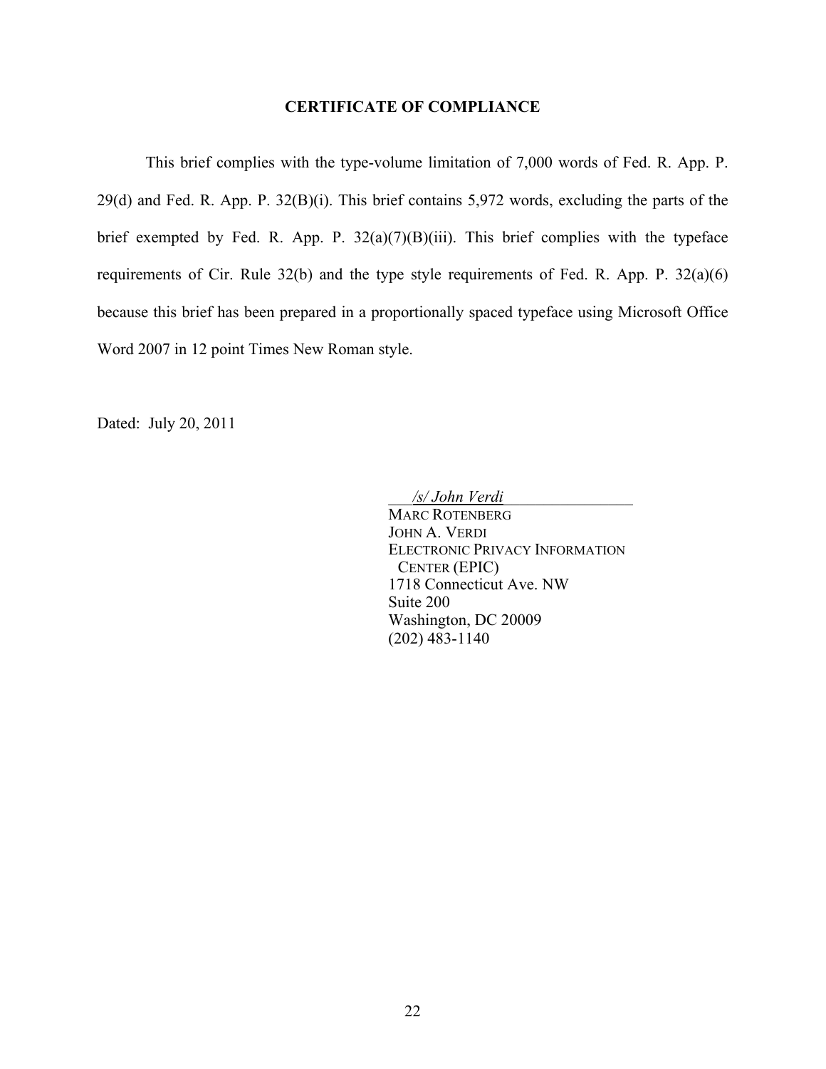**CERTIFICATE OF COMPLIANCE**

This brief complies with the type-volume limitation of 7,000 words of Fed. R. App. P. 29(d) and Fed. R. App. P. 32(B)(i). This brief contains 5,972 words, excluding the parts of the brief exempted by Fed. R. App. P. 32(a)(7)(B)(iii). This brief complies with the typeface requirements of Cir. Rule 32(b) and the type style requirements of Fed. R. App. P. 32(a)(6) because this brief has been prepared in a proportionally spaced typeface using Microsoft Office Word 2007 in 12 point Times New Roman style.

Dated: July 20, 2011

*/s/ John Verdi*
MARC ROTENBERG
JOHN A. VERDI
ELECTRONIC PRIVACY INFORMATION
CENTER (EPIC)
1718 Connecticut Ave. NW
Suite 200
Washington, DC 20009
(202) 483-1140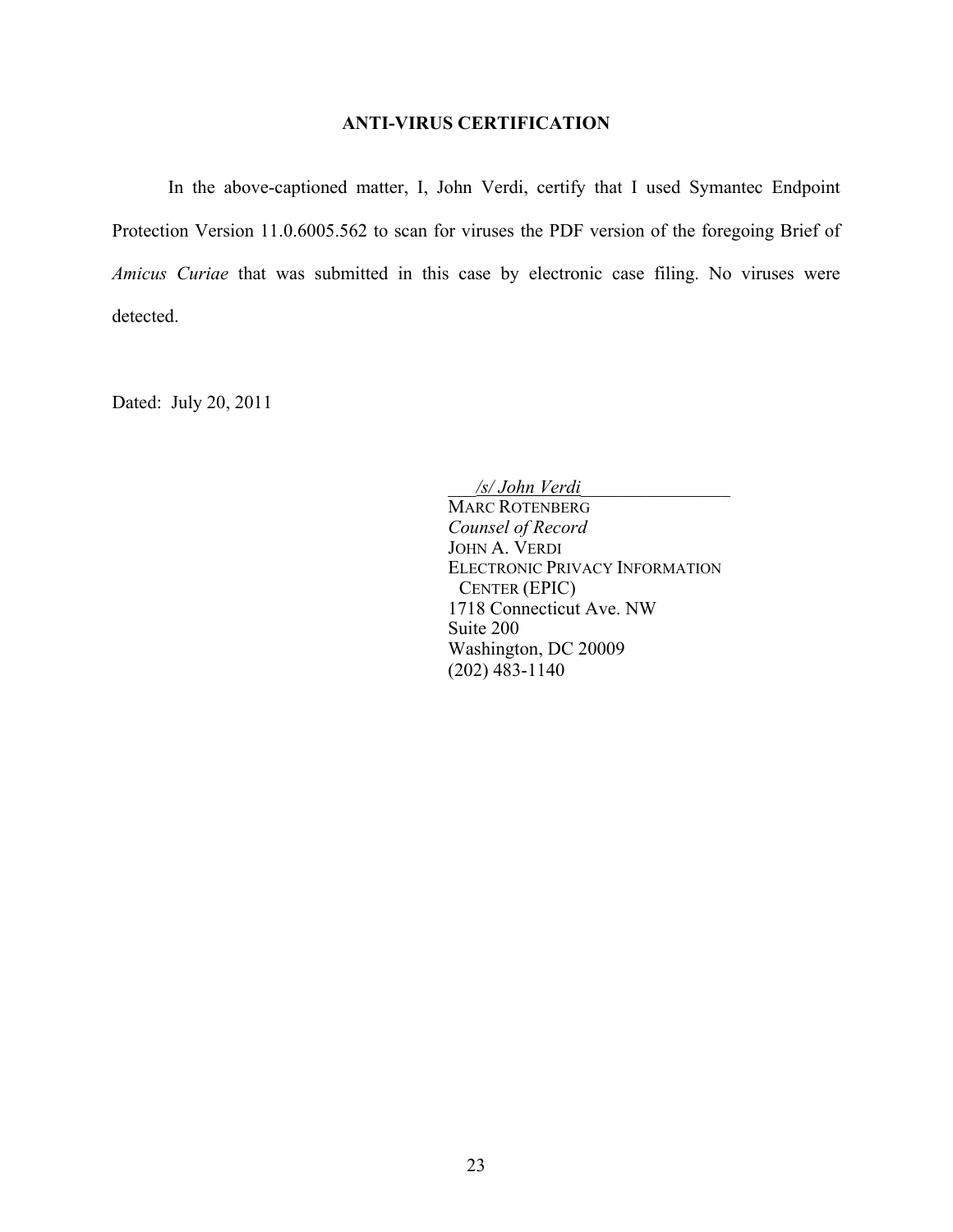## ANTI-VIRUS CERTIFICATION

In the above-captioned matter, I, John Verdi, certify that I used Symantec Endpoint Protection Version 11.0.6005.562 to scan for viruses the PDF version of the foregoing Brief of *Amicus Curiae* that was submitted in this case by electronic case filing. No viruses were detected.

Dated: July 20, 2011

*/s/ John Verdi*
MARC ROTENBERG
*Counsel of Record*
JOHN A. VERDI
ELECTRONIC PRIVACY INFORMATION CENTER (EPIC)
1718 Connecticut Ave. NW
Suite 200
Washington, DC 20009
(202) 483-1140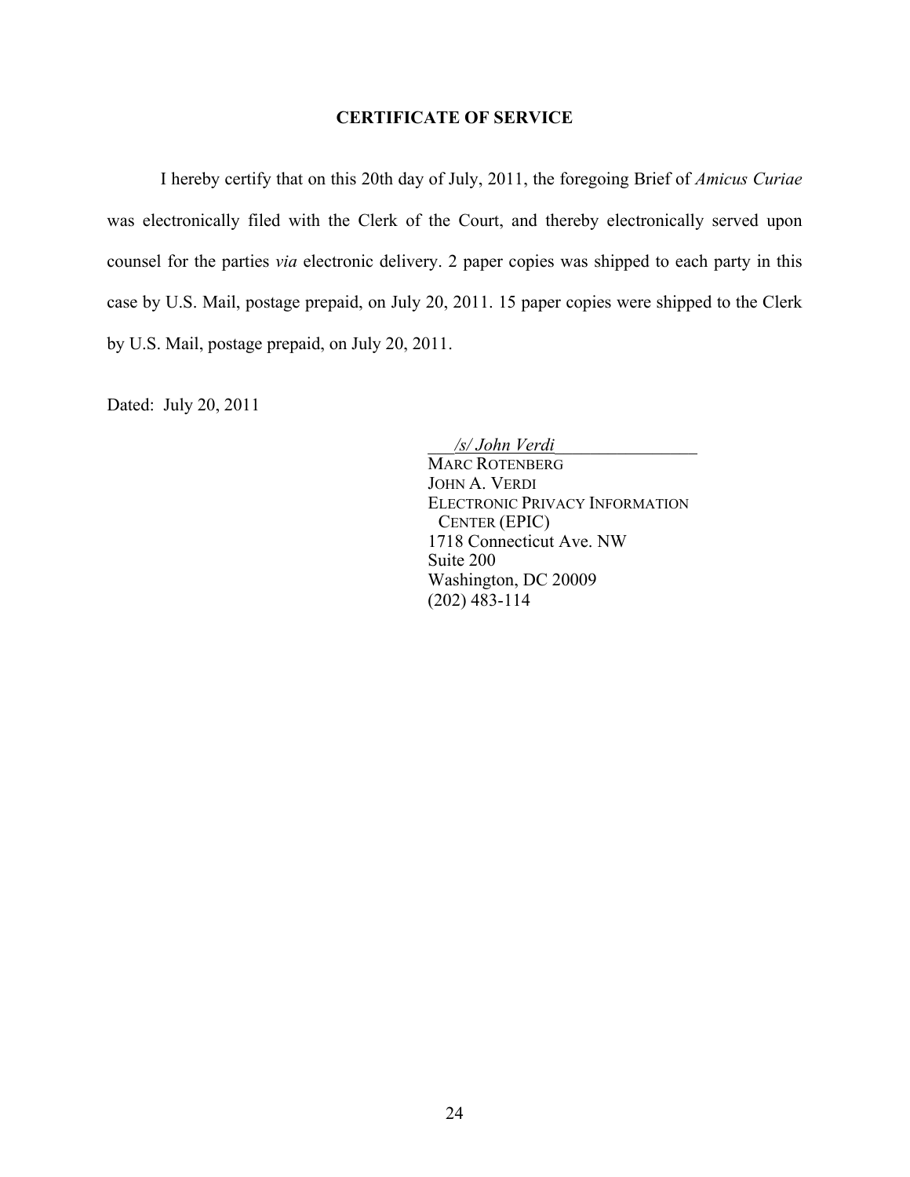## CERTIFICATE OF SERVICE

I hereby certify that on this 20th day of July, 2011, the foregoing Brief of *Amicus Curiae* was electronically filed with the Clerk of the Court, and thereby electronically served upon counsel for the parties *via* electronic delivery. 2 paper copies was shipped to each party in this case by U.S. Mail, postage prepaid, on July 20, 2011. 15 paper copies were shipped to the Clerk by U.S. Mail, postage prepaid, on July 20, 2011.

Dated: July 20, 2011

*/s/ John Verdi*
MARC ROTENBERG
JOHN A. VERDI
ELECTRONIC PRIVACY INFORMATION CENTER (EPIC)
1718 Connecticut Ave. NW
Suite 200
Washington, DC 20009
(202) 483-114